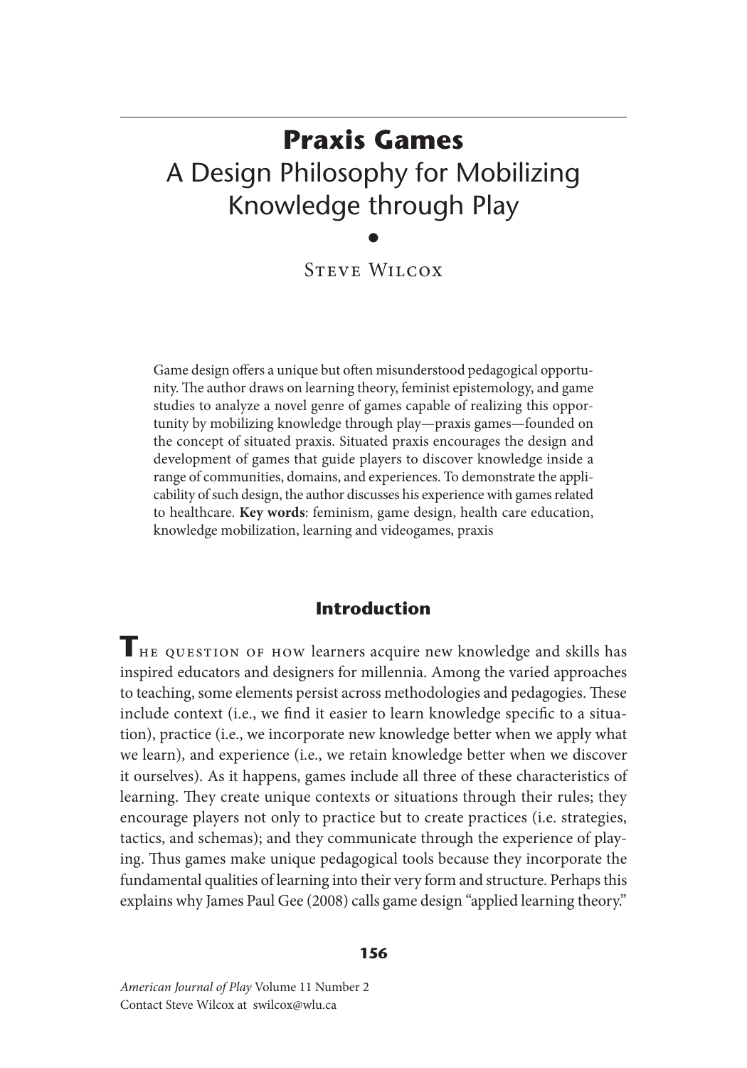# Praxis Games

## A Design Philosophy for Mobilizing Knowledge through Play

Steve Wilcox

Game design offers a unique but often misunderstood pedagogical opportunity. The author draws on learning theory, feminist epistemology, and game studies to analyze a novel genre of games capable of realizing this opportunity by mobilizing knowledge through play—praxis games—founded on the concept of situated praxis. Situated praxis encourages the design and development of games that guide players to discover knowledge inside a range of communities, domains, and experiences. To demonstrate the applicability of such design, the author discusses his experience with games related to healthcare. **Key words**: feminism, game design, health care education, knowledge mobilization, learning and videogames, praxis

## Introduction

The question of how learners acquire new knowledge and skills has inspired educators and designers for millennia. Among the varied approaches to teaching, some elements persist across methodologies and pedagogies. These include context (i.e., we find it easier to learn knowledge specific to a situation), practice (i.e., we incorporate new knowledge better when we apply what we learn), and experience (i.e., we retain knowledge better when we discover it ourselves). As it happens, games include all three of these characteristics of learning. They create unique contexts or situations through their rules; they encourage players not only to practice but to create practices (i.e. strategies, tactics, and schemas); and they communicate through the experience of playing. Thus games make unique pedagogical tools because they incorporate the fundamental qualities of learning into their very form and structure. Perhaps this explains why James Paul Gee (2008) calls game design "applied learning theory."

*American Journal of Play* Volume 11 Number 2
Contact Steve Wilcox at swilcox@wlu.ca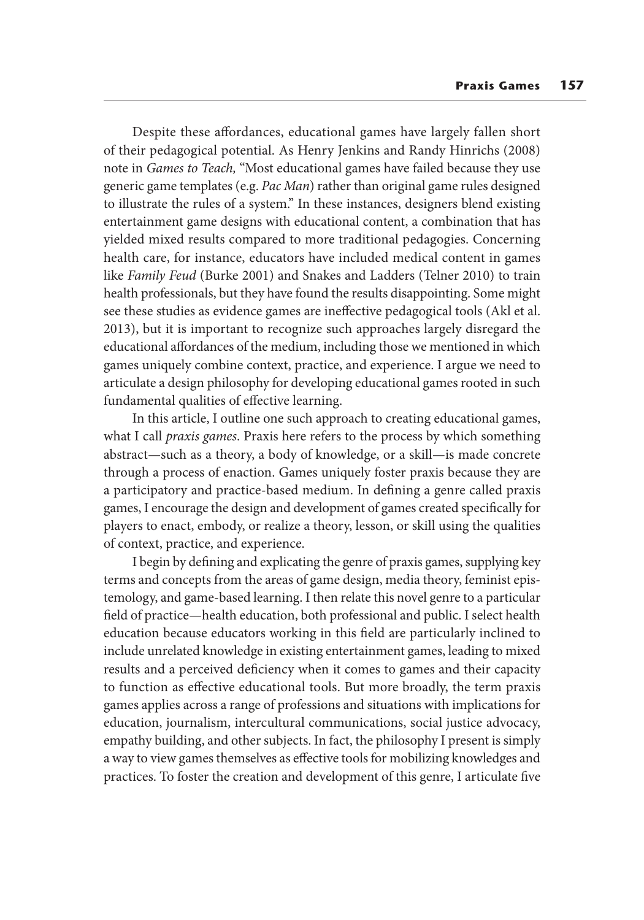Despite these affordances, educational games have largely fallen short of their pedagogical potential. As Henry Jenkins and Randy Hinrichs (2008) note in *Games to Teach,* "Most educational games have failed because they use generic game templates (e.g. *Pac Man*) rather than original game rules designed to illustrate the rules of a system." In these instances, designers blend existing entertainment game designs with educational content, a combination that has yielded mixed results compared to more traditional pedagogies. Concerning health care, for instance, educators have included medical content in games like *Family Feud* (Burke 2001) and Snakes and Ladders (Telner 2010) to train health professionals, but they have found the results disappointing. Some might see these studies as evidence games are ineffective pedagogical tools (Akl et al. 2013), but it is important to recognize such approaches largely disregard the educational affordances of the medium, including those we mentioned in which games uniquely combine context, practice, and experience. I argue we need to articulate a design philosophy for developing educational games rooted in such fundamental qualities of effective learning.

In this article, I outline one such approach to creating educational games, what I call *praxis games*. Praxis here refers to the process by which something abstract—such as a theory, a body of knowledge, or a skill—is made concrete through a process of enaction. Games uniquely foster praxis because they are a participatory and practice-based medium. In defining a genre called praxis games, I encourage the design and development of games created specifically for players to enact, embody, or realize a theory, lesson, or skill using the qualities of context, practice, and experience.

I begin by defining and explicating the genre of praxis games, supplying key terms and concepts from the areas of game design, media theory, feminist epistemology, and game-based learning. I then relate this novel genre to a particular field of practice—health education, both professional and public. I select health education because educators working in this field are particularly inclined to include unrelated knowledge in existing entertainment games, leading to mixed results and a perceived deficiency when it comes to games and their capacity to function as effective educational tools. But more broadly, the term praxis games applies across a range of professions and situations with implications for education, journalism, intercultural communications, social justice advocacy, empathy building, and other subjects. In fact, the philosophy I present is simply a way to view games themselves as effective tools for mobilizing knowledges and practices. To foster the creation and development of this genre, I articulate five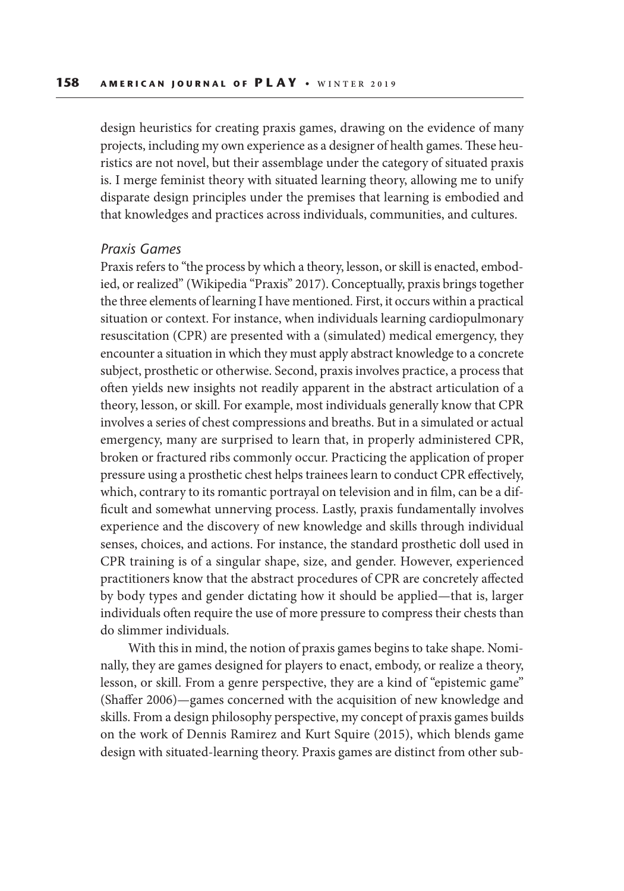design heuristics for creating praxis games, drawing on the evidence of many projects, including my own experience as a designer of health games. These heuristics are not novel, but their assemblage under the category of situated praxis is. I merge feminist theory with situated learning theory, allowing me to unify disparate design principles under the premises that learning is embodied and that knowledges and practices across individuals, communities, and cultures.

### *Praxis Games*

Praxis refers to "the process by which a theory, lesson, or skill is enacted, embodied, or realized" (Wikipedia "Praxis" 2017). Conceptually, praxis brings together the three elements of learning I have mentioned. First, it occurs within a practical situation or context. For instance, when individuals learning cardiopulmonary resuscitation (CPR) are presented with a (simulated) medical emergency, they encounter a situation in which they must apply abstract knowledge to a concrete subject, prosthetic or otherwise. Second, praxis involves practice, a process that often yields new insights not readily apparent in the abstract articulation of a theory, lesson, or skill. For example, most individuals generally know that CPR involves a series of chest compressions and breaths. But in a simulated or actual emergency, many are surprised to learn that, in properly administered CPR, broken or fractured ribs commonly occur. Practicing the application of proper pressure using a prosthetic chest helps trainees learn to conduct CPR effectively, which, contrary to its romantic portrayal on television and in film, can be a difficult and somewhat unnerving process. Lastly, praxis fundamentally involves experience and the discovery of new knowledge and skills through individual senses, choices, and actions. For instance, the standard prosthetic doll used in CPR training is of a singular shape, size, and gender. However, experienced practitioners know that the abstract procedures of CPR are concretely affected by body types and gender dictating how it should be applied—that is, larger individuals often require the use of more pressure to compress their chests than do slimmer individuals.

With this in mind, the notion of praxis games begins to take shape. Nominally, they are games designed for players to enact, embody, or realize a theory, lesson, or skill. From a genre perspective, they are a kind of "epistemic game" (Shaffer 2006)—games concerned with the acquisition of new knowledge and skills. From a design philosophy perspective, my concept of praxis games builds on the work of Dennis Ramirez and Kurt Squire (2015), which blends game design with situated-learning theory. Praxis games are distinct from other sub-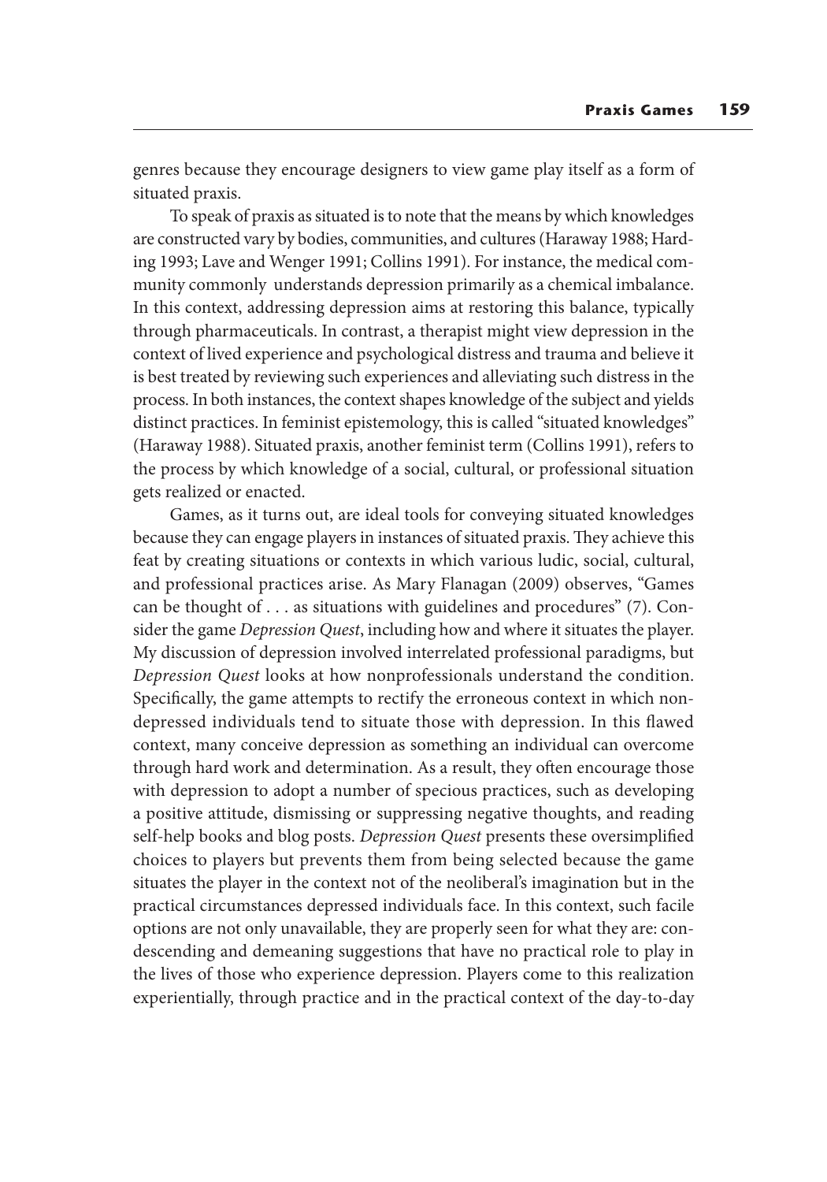genres because they encourage designers to view game play itself as a form of situated praxis.

To speak of praxis as situated is to note that the means by which knowledges are constructed vary by bodies, communities, and cultures (Haraway 1988; Harding 1993; Lave and Wenger 1991; Collins 1991). For instance, the medical community commonly understands depression primarily as a chemical imbalance. In this context, addressing depression aims at restoring this balance, typically through pharmaceuticals. In contrast, a therapist might view depression in the context of lived experience and psychological distress and trauma and believe it is best treated by reviewing such experiences and alleviating such distress in the process. In both instances, the context shapes knowledge of the subject and yields distinct practices. In feminist epistemology, this is called "situated knowledges" (Haraway 1988). Situated praxis, another feminist term (Collins 1991), refers to the process by which knowledge of a social, cultural, or professional situation gets realized or enacted.

Games, as it turns out, are ideal tools for conveying situated knowledges because they can engage players in instances of situated praxis. They achieve this feat by creating situations or contexts in which various ludic, social, cultural, and professional practices arise. As Mary Flanagan (2009) observes, "Games can be thought of . . . as situations with guidelines and procedures" (7). Consider the game *Depression Quest*, including how and where it situates the player. My discussion of depression involved interrelated professional paradigms, but *Depression Quest* looks at how nonprofessionals understand the condition. Specifically, the game attempts to rectify the erroneous context in which non-depressed individuals tend to situate those with depression. In this flawed context, many conceive depression as something an individual can overcome through hard work and determination. As a result, they often encourage those with depression to adopt a number of specious practices, such as developing a positive attitude, dismissing or suppressing negative thoughts, and reading self-help books and blog posts. *Depression Quest* presents these oversimplified choices to players but prevents them from being selected because the game situates the player in the context not of the neoliberal's imagination but in the practical circumstances depressed individuals face. In this context, such facile options are not only unavailable, they are properly seen for what they are: condescending and demeaning suggestions that have no practical role to play in the lives of those who experience depression. Players come to this realization experientially, through practice and in the practical context of the day-to-day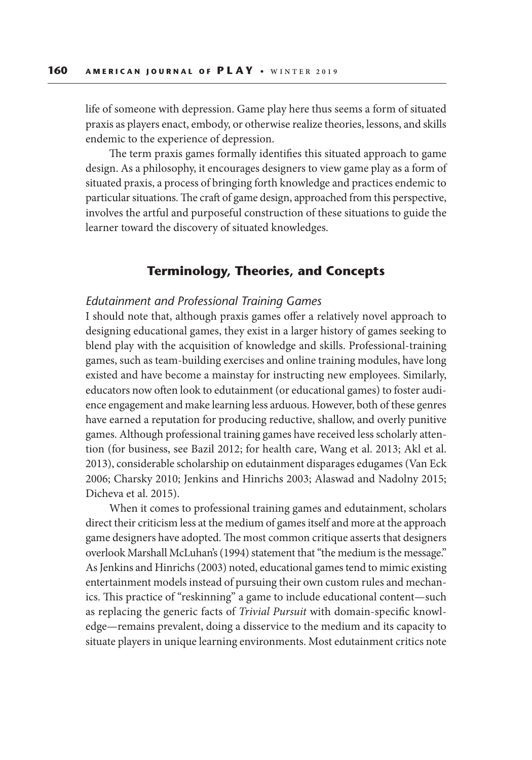life of someone with depression. Game play here thus seems a form of situated praxis as players enact, embody, or otherwise realize theories, lessons, and skills endemic to the experience of depression.

The term praxis games formally identifies this situated approach to game design. As a philosophy, it encourages designers to view game play as a form of situated praxis, a process of bringing forth knowledge and practices endemic to particular situations. The craft of game design, approached from this perspective, involves the artful and purposeful construction of these situations to guide the learner toward the discovery of situated knowledges.

## Terminology, Theories, and Concepts

### *Edutainment and Professional Training Games*

I should note that, although praxis games offer a relatively novel approach to designing educational games, they exist in a larger history of games seeking to blend play with the acquisition of knowledge and skills. Professional-training games, such as team-building exercises and online training modules, have long existed and have become a mainstay for instructing new employees. Similarly, educators now often look to edutainment (or educational games) to foster audience engagement and make learning less arduous. However, both of these genres have earned a reputation for producing reductive, shallow, and overly punitive games. Although professional training games have received less scholarly attention (for business, see Bazil 2012; for health care, Wang et al. 2013; Akl et al. 2013), considerable scholarship on edutainment disparages edugames (Van Eck 2006; Charsky 2010; Jenkins and Hinrichs 2003; Alaswad and Nadolny 2015; Dicheva et al. 2015).

When it comes to professional training games and edutainment, scholars direct their criticism less at the medium of games itself and more at the approach game designers have adopted. The most common critique asserts that designers overlook Marshall McLuhan's (1994) statement that "the medium is the message." As Jenkins and Hinrichs (2003) noted, educational games tend to mimic existing entertainment models instead of pursuing their own custom rules and mechanics. This practice of "reskinning" a game to include educational content—such as replacing the generic facts of *Trivial Pursuit* with domain-specific knowledge—remains prevalent, doing a disservice to the medium and its capacity to situate players in unique learning environments. Most edutainment critics note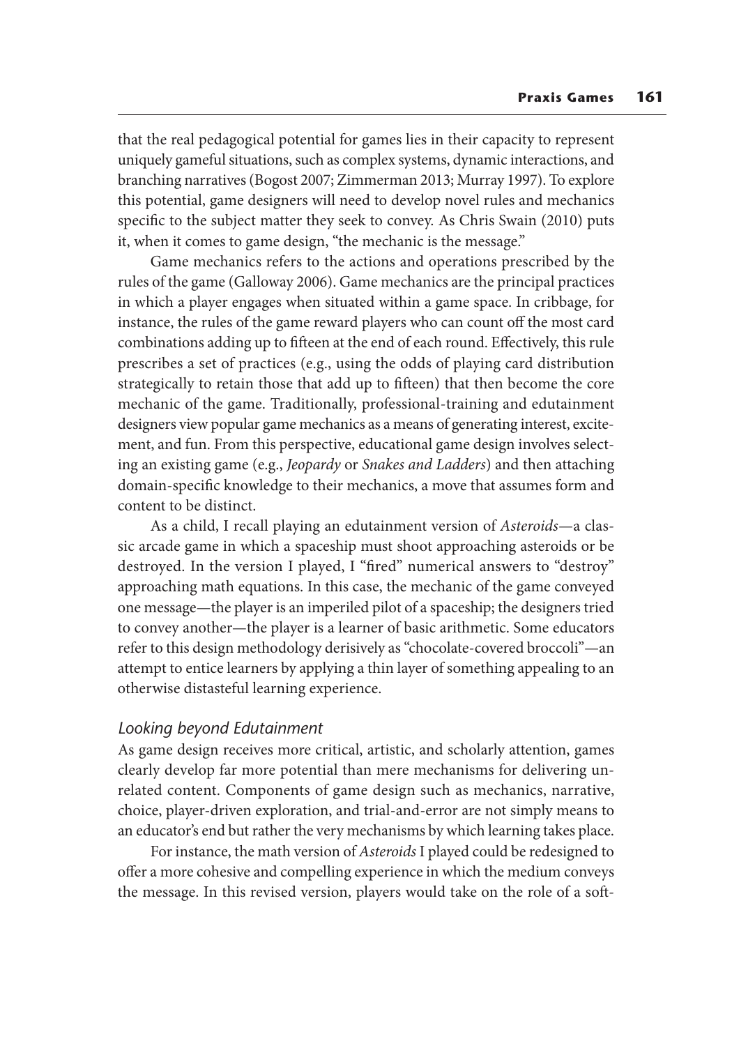that the real pedagogical potential for games lies in their capacity to represent uniquely gameful situations, such as complex systems, dynamic interactions, and branching narratives (Bogost 2007; Zimmerman 2013; Murray 1997). To explore this potential, game designers will need to develop novel rules and mechanics specific to the subject matter they seek to convey. As Chris Swain (2010) puts it, when it comes to game design, "the mechanic is the message."

Game mechanics refers to the actions and operations prescribed by the rules of the game (Galloway 2006). Game mechanics are the principal practices in which a player engages when situated within a game space. In cribbage, for instance, the rules of the game reward players who can count off the most card combinations adding up to fifteen at the end of each round. Effectively, this rule prescribes a set of practices (e.g., using the odds of playing card distribution strategically to retain those that add up to fifteen) that then become the core mechanic of the game. Traditionally, professional-training and edutainment designers view popular game mechanics as a means of generating interest, excitement, and fun. From this perspective, educational game design involves selecting an existing game (e.g., *Jeopardy* or *Snakes and Ladders*) and then attaching domain-specific knowledge to their mechanics, a move that assumes form and content to be distinct.

As a child, I recall playing an edutainment version of *Asteroids*—a classic arcade game in which a spaceship must shoot approaching asteroids or be destroyed. In the version I played, I "fired" numerical answers to "destroy" approaching math equations. In this case, the mechanic of the game conveyed one message—the player is an imperiled pilot of a spaceship; the designers tried to convey another—the player is a learner of basic arithmetic. Some educators refer to this design methodology derisively as "chocolate-covered broccoli"—an attempt to entice learners by applying a thin layer of something appealing to an otherwise distasteful learning experience.

### *Looking beyond Edutainment*

As game design receives more critical, artistic, and scholarly attention, games clearly develop far more potential than mere mechanisms for delivering unrelated content. Components of game design such as mechanics, narrative, choice, player-driven exploration, and trial-and-error are not simply means to an educator's end but rather the very mechanisms by which learning takes place.

For instance, the math version of *Asteroids* I played could be redesigned to offer a more cohesive and compelling experience in which the medium conveys the message. In this revised version, players would take on the role of a soft-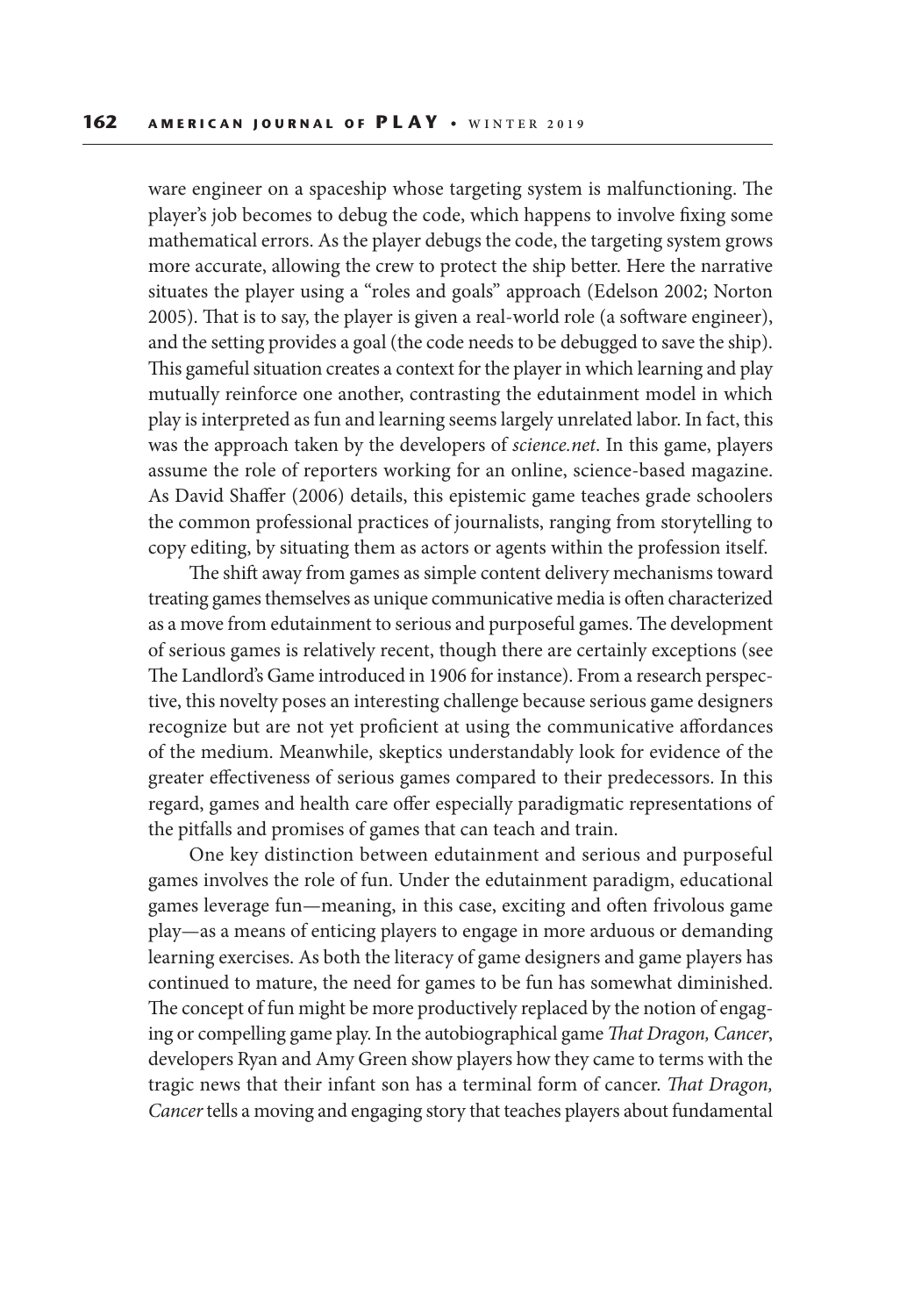ware engineer on a spaceship whose targeting system is malfunctioning. The player's job becomes to debug the code, which happens to involve fixing some mathematical errors. As the player debugs the code, the targeting system grows more accurate, allowing the crew to protect the ship better. Here the narrative situates the player using a "roles and goals" approach (Edelson 2002; Norton 2005). That is to say, the player is given a real-world role (a software engineer), and the setting provides a goal (the code needs to be debugged to save the ship). This gameful situation creates a context for the player in which learning and play mutually reinforce one another, contrasting the edutainment model in which play is interpreted as fun and learning seems largely unrelated labor. In fact, this was the approach taken by the developers of *science.net*. In this game, players assume the role of reporters working for an online, science-based magazine. As David Shaffer (2006) details, this epistemic game teaches grade schoolers the common professional practices of journalists, ranging from storytelling to copy editing, by situating them as actors or agents within the profession itself.

The shift away from games as simple content delivery mechanisms toward treating games themselves as unique communicative media is often characterized as a move from edutainment to serious and purposeful games. The development of serious games is relatively recent, though there are certainly exceptions (see The Landlord's Game introduced in 1906 for instance). From a research perspective, this novelty poses an interesting challenge because serious game designers recognize but are not yet proficient at using the communicative affordances of the medium. Meanwhile, skeptics understandably look for evidence of the greater effectiveness of serious games compared to their predecessors. In this regard, games and health care offer especially paradigmatic representations of the pitfalls and promises of games that can teach and train.

One key distinction between edutainment and serious and purposeful games involves the role of fun. Under the edutainment paradigm, educational games leverage fun—meaning, in this case, exciting and often frivolous game play—as a means of enticing players to engage in more arduous or demanding learning exercises. As both the literacy of game designers and game players has continued to mature, the need for games to be fun has somewhat diminished. The concept of fun might be more productively replaced by the notion of engaging or compelling game play. In the autobiographical game *That Dragon, Cancer*, developers Ryan and Amy Green show players how they came to terms with the tragic news that their infant son has a terminal form of cancer. *That Dragon, Cancer* tells a moving and engaging story that teaches players about fundamental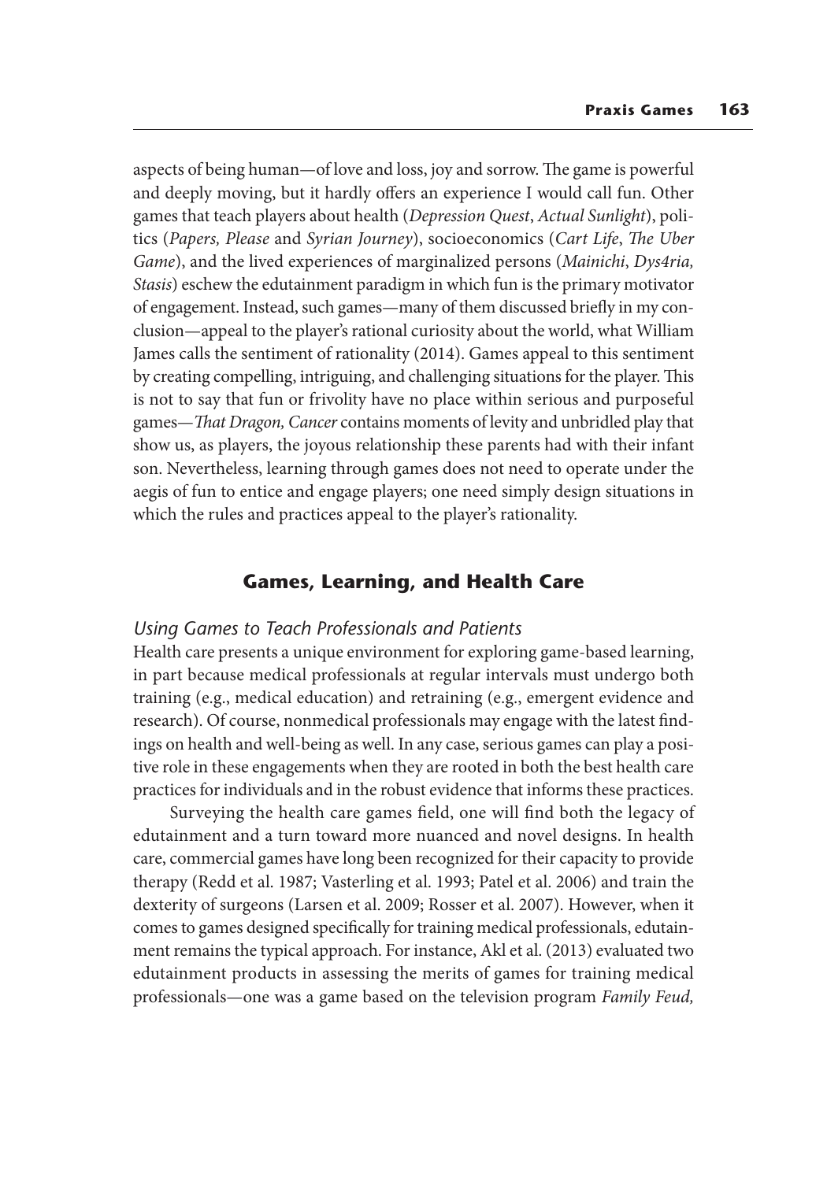aspects of being human—of love and loss, joy and sorrow. The game is powerful and deeply moving, but it hardly offers an experience I would call fun. Other games that teach players about health (*Depression Quest*, *Actual Sunlight*), politics (*Papers, Please* and *Syrian Journey*), socioeconomics (*Cart Life*, *The Uber Game*), and the lived experiences of marginalized persons (*Mainichi*, *Dys4ria, Stasis*) eschew the edutainment paradigm in which fun is the primary motivator of engagement. Instead, such games—many of them discussed briefly in my conclusion—appeal to the player's rational curiosity about the world, what William James calls the sentiment of rationality (2014). Games appeal to this sentiment by creating compelling, intriguing, and challenging situations for the player. This is not to say that fun or frivolity have no place within serious and purposeful games—*That Dragon, Cancer* contains moments of levity and unbridled play that show us, as players, the joyous relationship these parents had with their infant son. Nevertheless, learning through games does not need to operate under the aegis of fun to entice and engage players; one need simply design situations in which the rules and practices appeal to the player's rationality.

## Games, Learning, and Health Care

### *Using Games to Teach Professionals and Patients*

Health care presents a unique environment for exploring game-based learning, in part because medical professionals at regular intervals must undergo both training (e.g., medical education) and retraining (e.g., emergent evidence and research). Of course, nonmedical professionals may engage with the latest findings on health and well-being as well. In any case, serious games can play a positive role in these engagements when they are rooted in both the best health care practices for individuals and in the robust evidence that informs these practices.

Surveying the health care games field, one will find both the legacy of edutainment and a turn toward more nuanced and novel designs. In health care, commercial games have long been recognized for their capacity to provide therapy (Redd et al. 1987; Vasterling et al. 1993; Patel et al. 2006) and train the dexterity of surgeons (Larsen et al. 2009; Rosser et al. 2007). However, when it comes to games designed specifically for training medical professionals, edutainment remains the typical approach. For instance, Akl et al. (2013) evaluated two edutainment products in assessing the merits of games for training medical professionals—one was a game based on the television program *Family Feud,*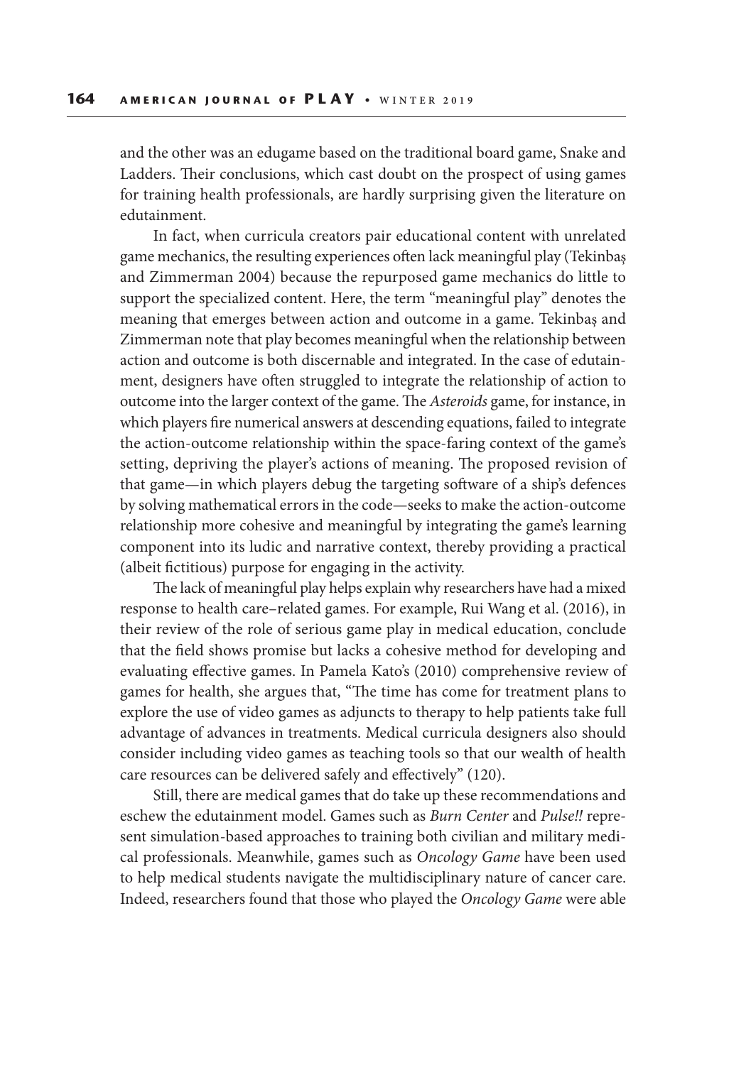and the other was an edugame based on the traditional board game, Snake and Ladders. Their conclusions, which cast doubt on the prospect of using games for training health professionals, are hardly surprising given the literature on edutainment.

In fact, when curricula creators pair educational content with unrelated game mechanics, the resulting experiences often lack meaningful play (Tekinbaş and Zimmerman 2004) because the repurposed game mechanics do little to support the specialized content. Here, the term "meaningful play" denotes the meaning that emerges between action and outcome in a game. Tekinbaş and Zimmerman note that play becomes meaningful when the relationship between action and outcome is both discernable and integrated. In the case of edutainment, designers have often struggled to integrate the relationship of action to outcome into the larger context of the game. The *Asteroids* game, for instance, in which players fire numerical answers at descending equations, failed to integrate the action-outcome relationship within the space-faring context of the game's setting, depriving the player's actions of meaning. The proposed revision of that game—in which players debug the targeting software of a ship's defences by solving mathematical errors in the code—seeks to make the action-outcome relationship more cohesive and meaningful by integrating the game's learning component into its ludic and narrative context, thereby providing a practical (albeit fictitious) purpose for engaging in the activity.

The lack of meaningful play helps explain why researchers have had a mixed response to health care–related games. For example, Rui Wang et al. (2016), in their review of the role of serious game play in medical education, conclude that the field shows promise but lacks a cohesive method for developing and evaluating effective games. In Pamela Kato's (2010) comprehensive review of games for health, she argues that, "The time has come for treatment plans to explore the use of video games as adjuncts to therapy to help patients take full advantage of advances in treatments. Medical curricula designers also should consider including video games as teaching tools so that our wealth of health care resources can be delivered safely and effectively" (120).

Still, there are medical games that do take up these recommendations and eschew the edutainment model. Games such as *Burn Center* and *Pulse!!* represent simulation-based approaches to training both civilian and military medical professionals. Meanwhile, games such as *Oncology Game* have been used to help medical students navigate the multidisciplinary nature of cancer care. Indeed, researchers found that those who played the *Oncology Game* were able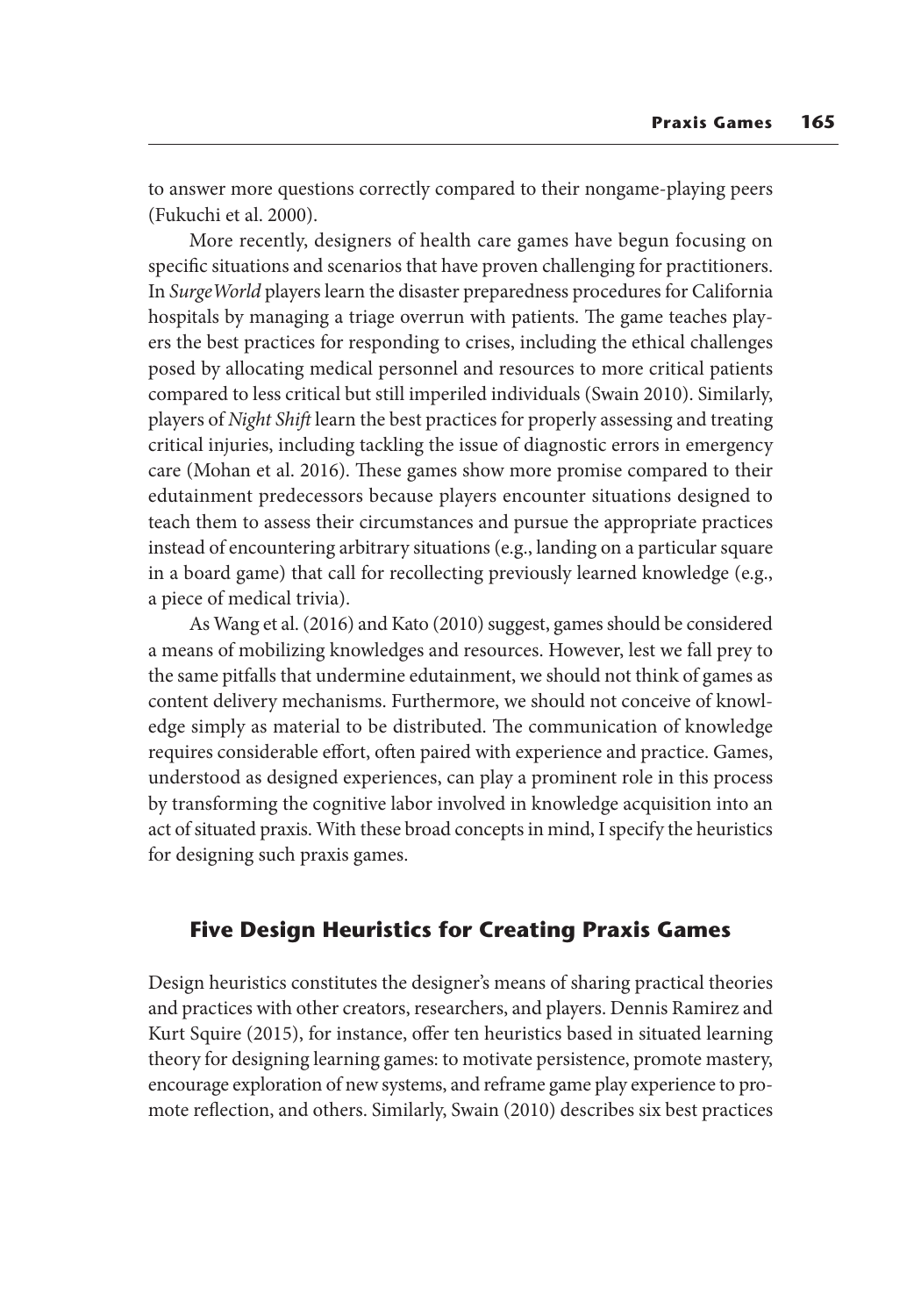to answer more questions correctly compared to their nongame-playing peers (Fukuchi et al. 2000).

More recently, designers of health care games have begun focusing on specific situations and scenarios that have proven challenging for practitioners. In *SurgeWorld* players learn the disaster preparedness procedures for California hospitals by managing a triage overrun with patients. The game teaches players the best practices for responding to crises, including the ethical challenges posed by allocating medical personnel and resources to more critical patients compared to less critical but still imperiled individuals (Swain 2010). Similarly, players of *Night Shift* learn the best practices for properly assessing and treating critical injuries, including tackling the issue of diagnostic errors in emergency care (Mohan et al. 2016). These games show more promise compared to their edutainment predecessors because players encounter situations designed to teach them to assess their circumstances and pursue the appropriate practices instead of encountering arbitrary situations (e.g., landing on a particular square in a board game) that call for recollecting previously learned knowledge (e.g., a piece of medical trivia).

As Wang et al. (2016) and Kato (2010) suggest, games should be considered a means of mobilizing knowledges and resources. However, lest we fall prey to the same pitfalls that undermine edutainment, we should not think of games as content delivery mechanisms. Furthermore, we should not conceive of knowledge simply as material to be distributed. The communication of knowledge requires considerable effort, often paired with experience and practice. Games, understood as designed experiences, can play a prominent role in this process by transforming the cognitive labor involved in knowledge acquisition into an act of situated praxis. With these broad concepts in mind, I specify the heuristics for designing such praxis games.

## Five Design Heuristics for Creating Praxis Games

Design heuristics constitutes the designer's means of sharing practical theories and practices with other creators, researchers, and players. Dennis Ramirez and Kurt Squire (2015), for instance, offer ten heuristics based in situated learning theory for designing learning games: to motivate persistence, promote mastery, encourage exploration of new systems, and reframe game play experience to promote reflection, and others. Similarly, Swain (2010) describes six best practices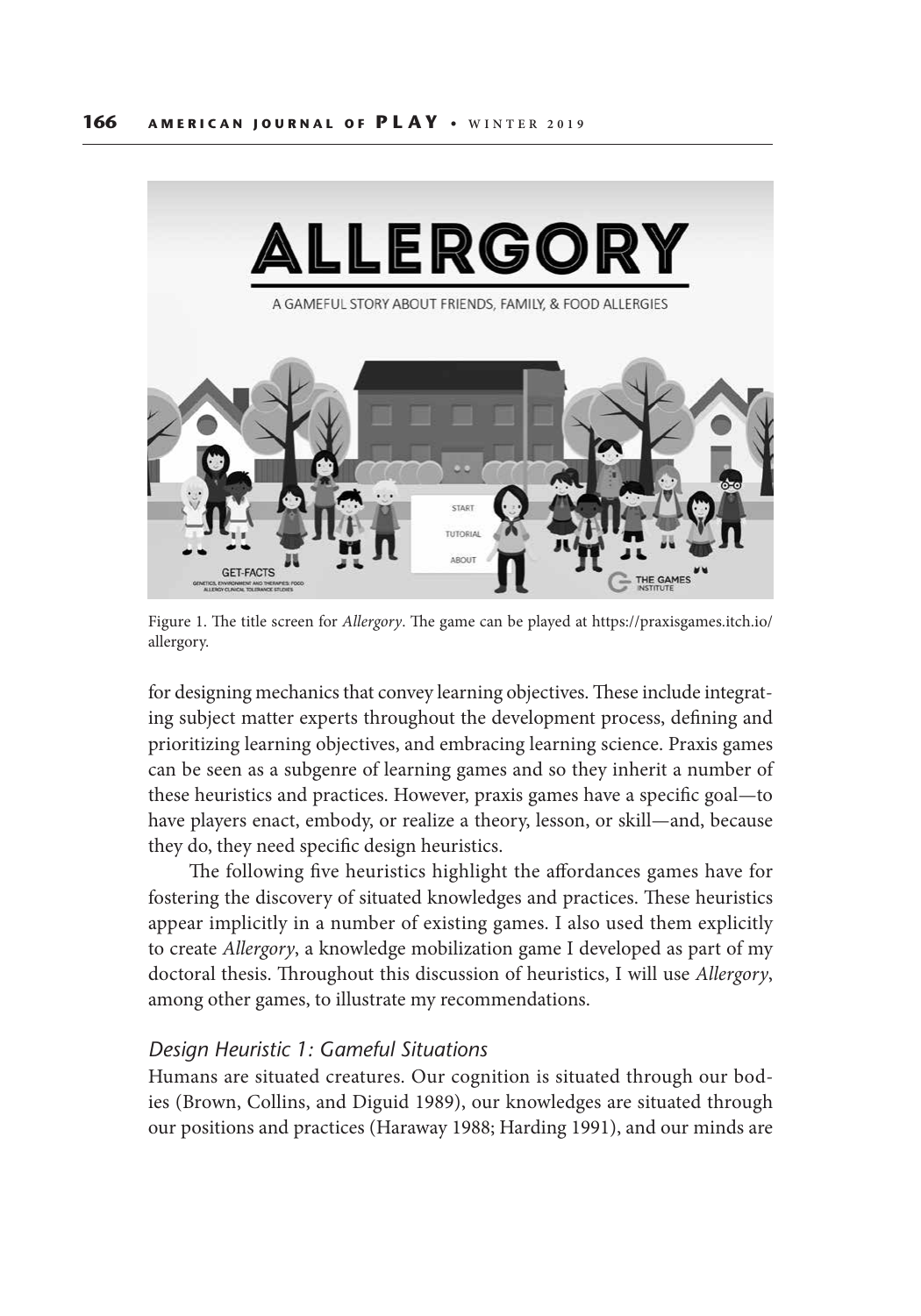Figure 1. The title screen for *Allergory*. The game can be played at https://praxisgames.itch.io/allergory.

for designing mechanics that convey learning objectives. These include integrating subject matter experts throughout the development process, defining and prioritizing learning objectives, and embracing learning science. Praxis games can be seen as a subgenre of learning games and so they inherit a number of these heuristics and practices. However, praxis games have a specific goal—to have players enact, embody, or realize a theory, lesson, or skill—and, because they do, they need specific design heuristics.

The following five heuristics highlight the affordances games have for fostering the discovery of situated knowledges and practices. These heuristics appear implicitly in a number of existing games. I also used them explicitly to create *Allergory*, a knowledge mobilization game I developed as part of my doctoral thesis. Throughout this discussion of heuristics, I will use *Allergory*, among other games, to illustrate my recommendations.

### *Design Heuristic 1: Gameful Situations*

Humans are situated creatures. Our cognition is situated through our bodies (Brown, Collins, and Diguid 1989), our knowledges are situated through our positions and practices (Haraway 1988; Harding 1991), and our minds are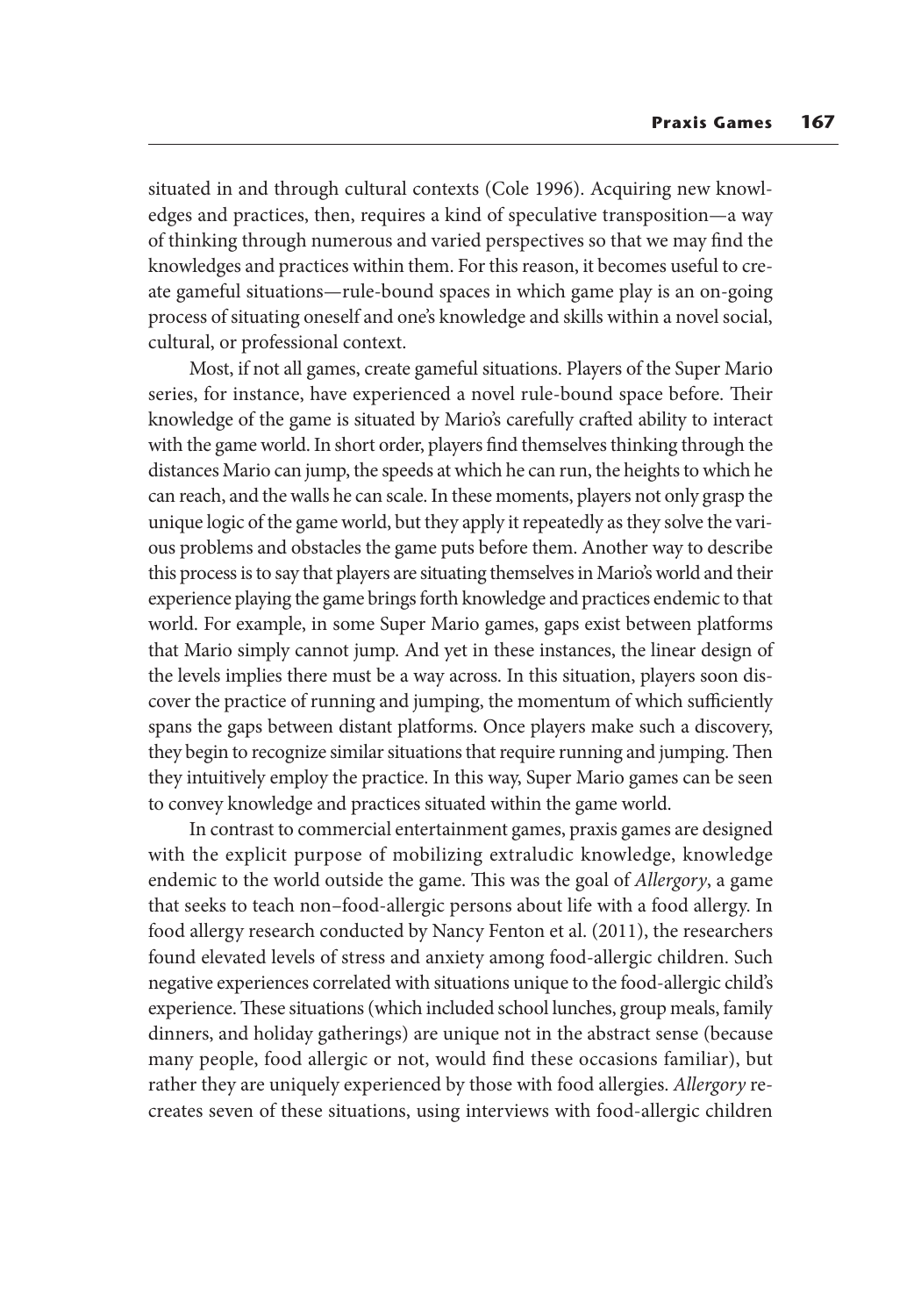situated in and through cultural contexts (Cole 1996). Acquiring new knowledges and practices, then, requires a kind of speculative transposition—a way of thinking through numerous and varied perspectives so that we may find the knowledges and practices within them. For this reason, it becomes useful to create gameful situations—rule-bound spaces in which game play is an on-going process of situating oneself and one's knowledge and skills within a novel social, cultural, or professional context.

Most, if not all games, create gameful situations. Players of the Super Mario series, for instance, have experienced a novel rule-bound space before. Their knowledge of the game is situated by Mario's carefully crafted ability to interact with the game world. In short order, players find themselves thinking through the distances Mario can jump, the speeds at which he can run, the heights to which he can reach, and the walls he can scale. In these moments, players not only grasp the unique logic of the game world, but they apply it repeatedly as they solve the various problems and obstacles the game puts before them. Another way to describe this process is to say that players are situating themselves in Mario's world and their experience playing the game brings forth knowledge and practices endemic to that world. For example, in some Super Mario games, gaps exist between platforms that Mario simply cannot jump. And yet in these instances, the linear design of the levels implies there must be a way across. In this situation, players soon discover the practice of running and jumping, the momentum of which sufficiently spans the gaps between distant platforms. Once players make such a discovery, they begin to recognize similar situations that require running and jumping. Then they intuitively employ the practice. In this way, Super Mario games can be seen to convey knowledge and practices situated within the game world.

In contrast to commercial entertainment games, praxis games are designed with the explicit purpose of mobilizing extraludic knowledge, knowledge endemic to the world outside the game. This was the goal of *Allergory*, a game that seeks to teach non–food-allergic persons about life with a food allergy. In food allergy research conducted by Nancy Fenton et al. (2011), the researchers found elevated levels of stress and anxiety among food-allergic children. Such negative experiences correlated with situations unique to the food-allergic child's experience. These situations (which included school lunches, group meals, family dinners, and holiday gatherings) are unique not in the abstract sense (because many people, food allergic or not, would find these occasions familiar), but rather they are uniquely experienced by those with food allergies. *Allergory* recreates seven of these situations, using interviews with food-allergic children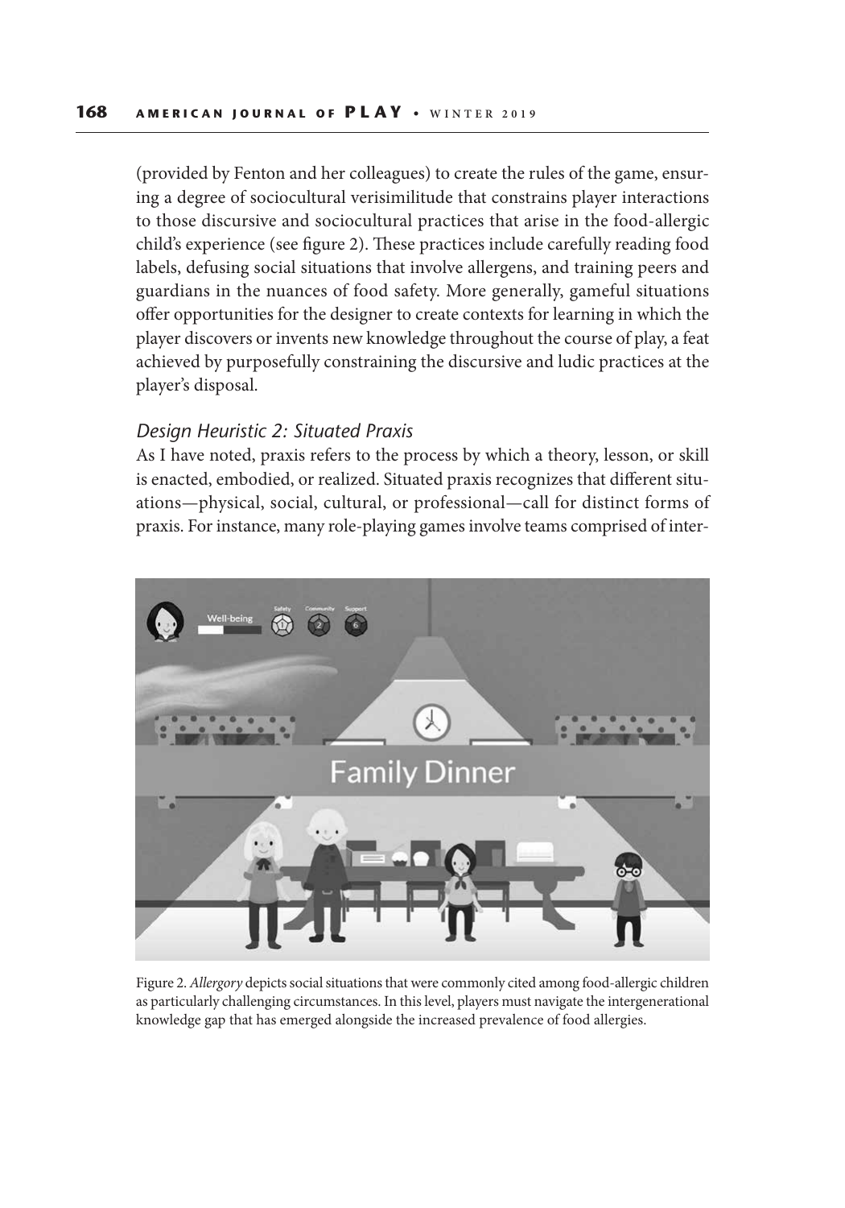(provided by Fenton and her colleagues) to create the rules of the game, ensuring a degree of sociocultural verisimilitude that constrains player interactions to those discursive and sociocultural practices that arise in the food-allergic child's experience (see figure 2). These practices include carefully reading food labels, defusing social situations that involve allergens, and training peers and guardians in the nuances of food safety. More generally, gameful situations offer opportunities for the designer to create contexts for learning in which the player discovers or invents new knowledge throughout the course of play, a feat achieved by purposefully constraining the discursive and ludic practices at the player's disposal.

### *Design Heuristic 2: Situated Praxis*

As I have noted, praxis refers to the process by which a theory, lesson, or skill is enacted, embodied, or realized. Situated praxis recognizes that different situations—physical, social, cultural, or professional—call for distinct forms of praxis. For instance, many role-playing games involve teams comprised of inter-

Figure 2. *Allergory* depicts social situations that were commonly cited among food-allergic children as particularly challenging circumstances. In this level, players must navigate the intergenerational knowledge gap that has emerged alongside the increased prevalence of food allergies.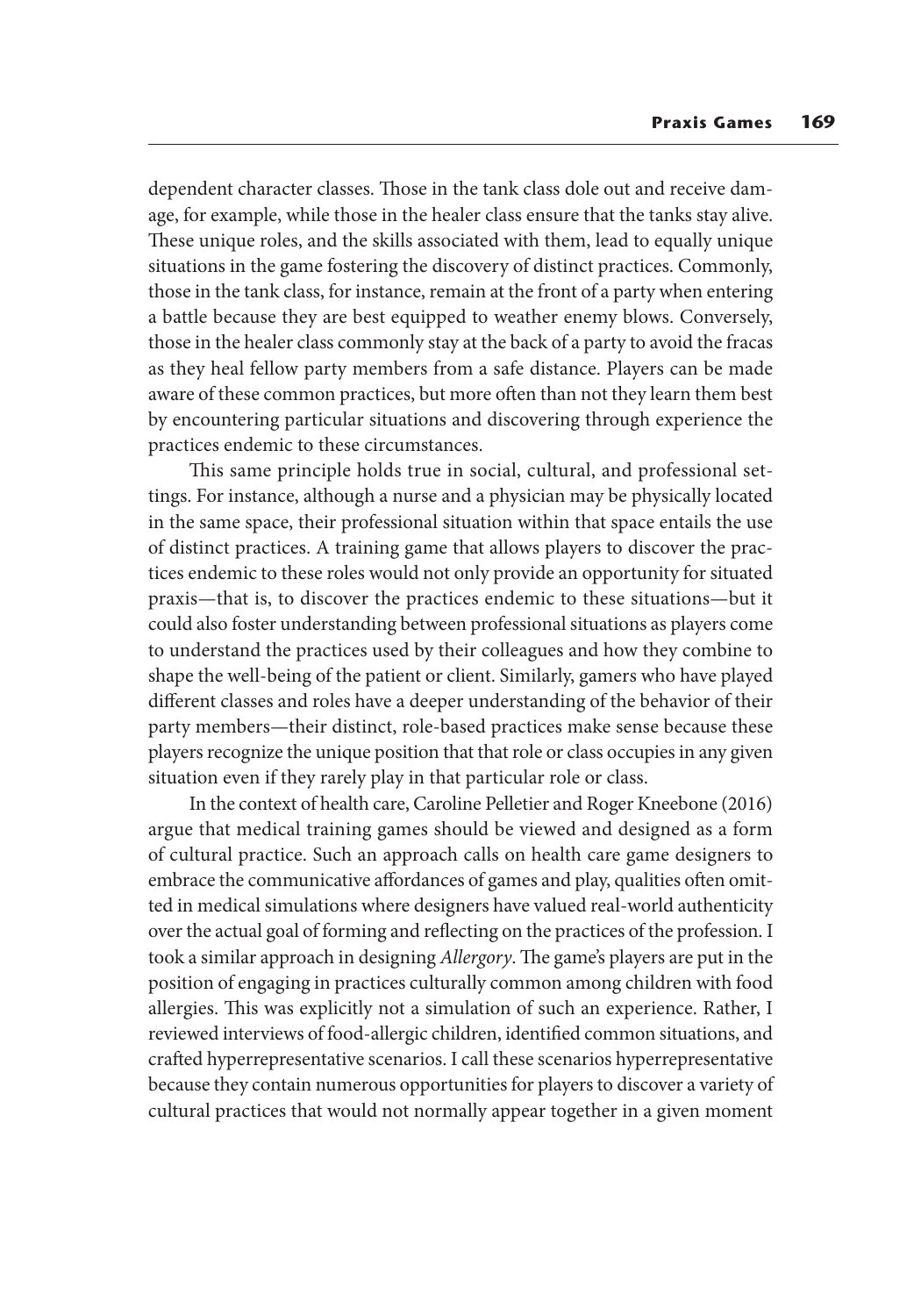dependent character classes. Those in the tank class dole out and receive damage, for example, while those in the healer class ensure that the tanks stay alive. These unique roles, and the skills associated with them, lead to equally unique situations in the game fostering the discovery of distinct practices. Commonly, those in the tank class, for instance, remain at the front of a party when entering a battle because they are best equipped to weather enemy blows. Conversely, those in the healer class commonly stay at the back of a party to avoid the fracas as they heal fellow party members from a safe distance. Players can be made aware of these common practices, but more often than not they learn them best by encountering particular situations and discovering through experience the practices endemic to these circumstances.

This same principle holds true in social, cultural, and professional settings. For instance, although a nurse and a physician may be physically located in the same space, their professional situation within that space entails the use of distinct practices. A training game that allows players to discover the practices endemic to these roles would not only provide an opportunity for situated praxis—that is, to discover the practices endemic to these situations—but it could also foster understanding between professional situations as players come to understand the practices used by their colleagues and how they combine to shape the well-being of the patient or client. Similarly, gamers who have played different classes and roles have a deeper understanding of the behavior of their party members—their distinct, role-based practices make sense because these players recognize the unique position that that role or class occupies in any given situation even if they rarely play in that particular role or class.

In the context of health care, Caroline Pelletier and Roger Kneebone (2016) argue that medical training games should be viewed and designed as a form of cultural practice. Such an approach calls on health care game designers to embrace the communicative affordances of games and play, qualities often omitted in medical simulations where designers have valued real-world authenticity over the actual goal of forming and reflecting on the practices of the profession. I took a similar approach in designing *Allergory*. The game's players are put in the position of engaging in practices culturally common among children with food allergies. This was explicitly not a simulation of such an experience. Rather, I reviewed interviews of food-allergic children, identified common situations, and crafted hyperrepresentative scenarios. I call these scenarios hyperrepresentative because they contain numerous opportunities for players to discover a variety of cultural practices that would not normally appear together in a given moment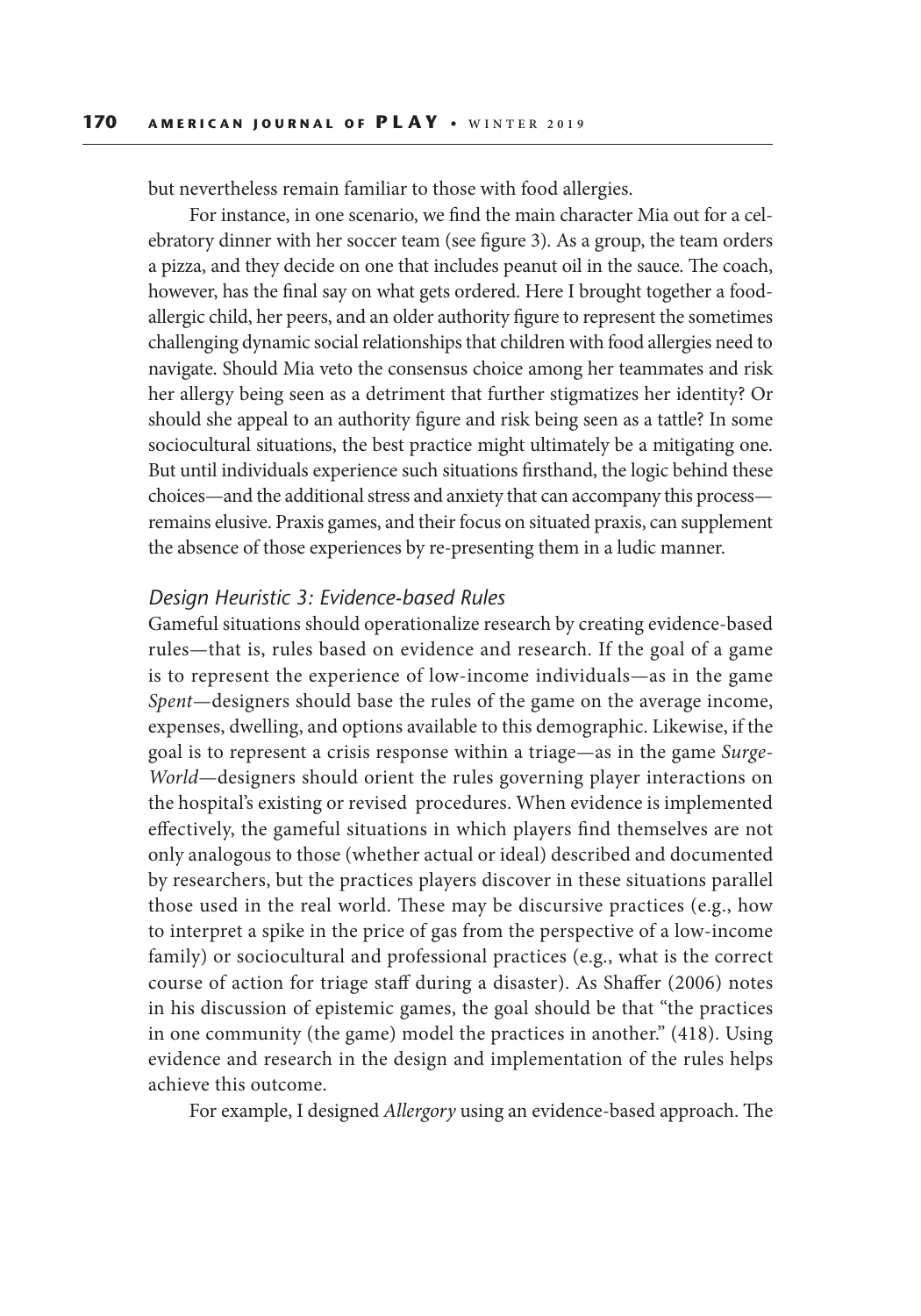but nevertheless remain familiar to those with food allergies.

For instance, in one scenario, we find the main character Mia out for a celebratory dinner with her soccer team (see figure 3). As a group, the team orders a pizza, and they decide on one that includes peanut oil in the sauce. The coach, however, has the final say on what gets ordered. Here I brought together a food-allergic child, her peers, and an older authority figure to represent the sometimes challenging dynamic social relationships that children with food allergies need to navigate. Should Mia veto the consensus choice among her teammates and risk her allergy being seen as a detriment that further stigmatizes her identity? Or should she appeal to an authority figure and risk being seen as a tattle? In some sociocultural situations, the best practice might ultimately be a mitigating one. But until individuals experience such situations firsthand, the logic behind these choices—and the additional stress and anxiety that can accompany this process—remains elusive. Praxis games, and their focus on situated praxis, can supplement the absence of those experiences by re-presenting them in a ludic manner.

### *Design Heuristic 3: Evidence-based Rules*

Gameful situations should operationalize research by creating evidence-based rules—that is, rules based on evidence and research. If the goal of a game is to represent the experience of low-income individuals—as in the game *Spent*—designers should base the rules of the game on the average income, expenses, dwelling, and options available to this demographic. Likewise, if the goal is to represent a crisis response within a triage—as in the game *Surge-World*—designers should orient the rules governing player interactions on the hospital's existing or revised procedures. When evidence is implemented effectively, the gameful situations in which players find themselves are not only analogous to those (whether actual or ideal) described and documented by researchers, but the practices players discover in these situations parallel those used in the real world. These may be discursive practices (e.g., how to interpret a spike in the price of gas from the perspective of a low-income family) or sociocultural and professional practices (e.g., what is the correct course of action for triage staff during a disaster). As Shaffer (2006) notes in his discussion of epistemic games, the goal should be that "the practices in one community (the game) model the practices in another." (418). Using evidence and research in the design and implementation of the rules helps achieve this outcome.

For example, I designed *Allergory* using an evidence-based approach. The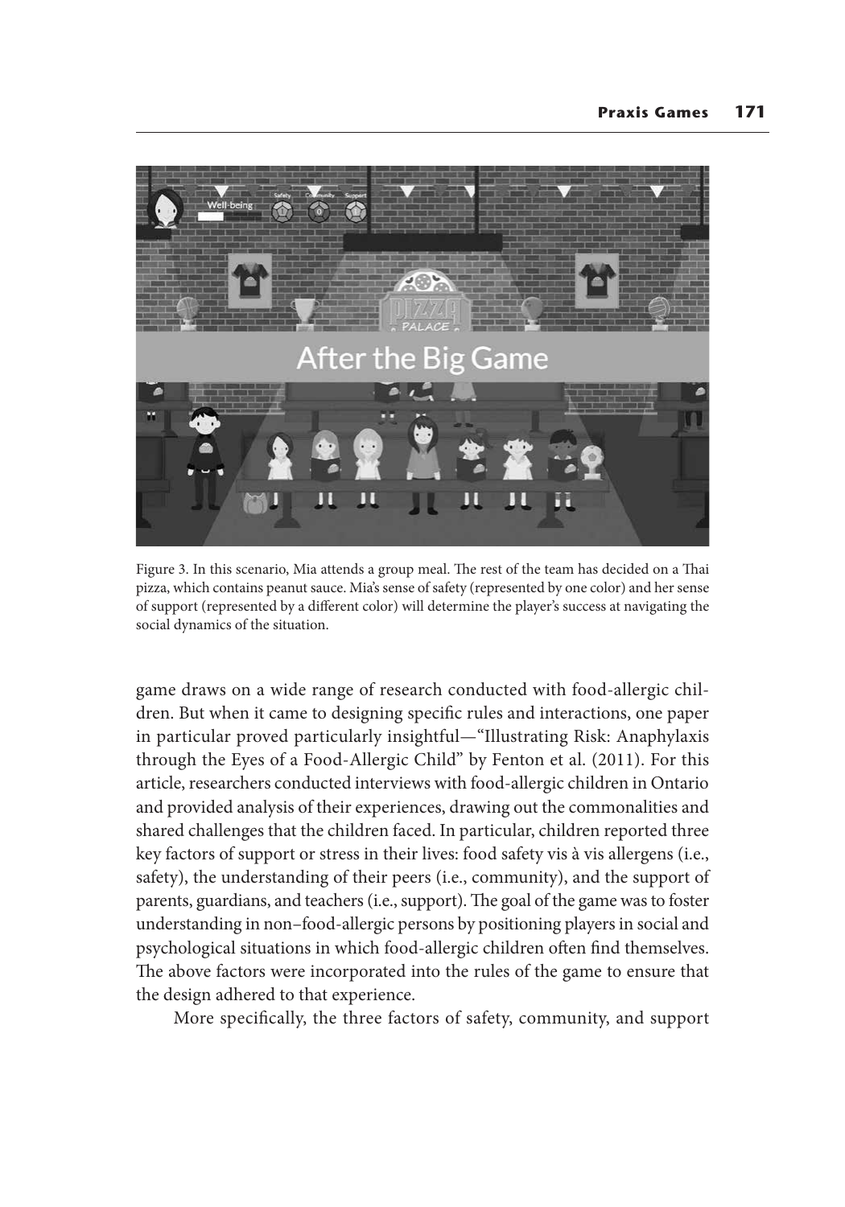Figure 3. In this scenario, Mia attends a group meal. The rest of the team has decided on a Thai pizza, which contains peanut sauce. Mia's sense of safety (represented by one color) and her sense of support (represented by a different color) will determine the player's success at navigating the social dynamics of the situation.

game draws on a wide range of research conducted with food-allergic children. But when it came to designing specific rules and interactions, one paper in particular proved particularly insightful—"Illustrating Risk: Anaphylaxis through the Eyes of a Food-Allergic Child" by Fenton et al. (2011). For this article, researchers conducted interviews with food-allergic children in Ontario and provided analysis of their experiences, drawing out the commonalities and shared challenges that the children faced. In particular, children reported three key factors of support or stress in their lives: food safety vis à vis allergens (i.e., safety), the understanding of their peers (i.e., community), and the support of parents, guardians, and teachers (i.e., support). The goal of the game was to foster understanding in non–food-allergic persons by positioning players in social and psychological situations in which food-allergic children often find themselves. The above factors were incorporated into the rules of the game to ensure that the design adhered to that experience.

More specifically, the three factors of safety, community, and support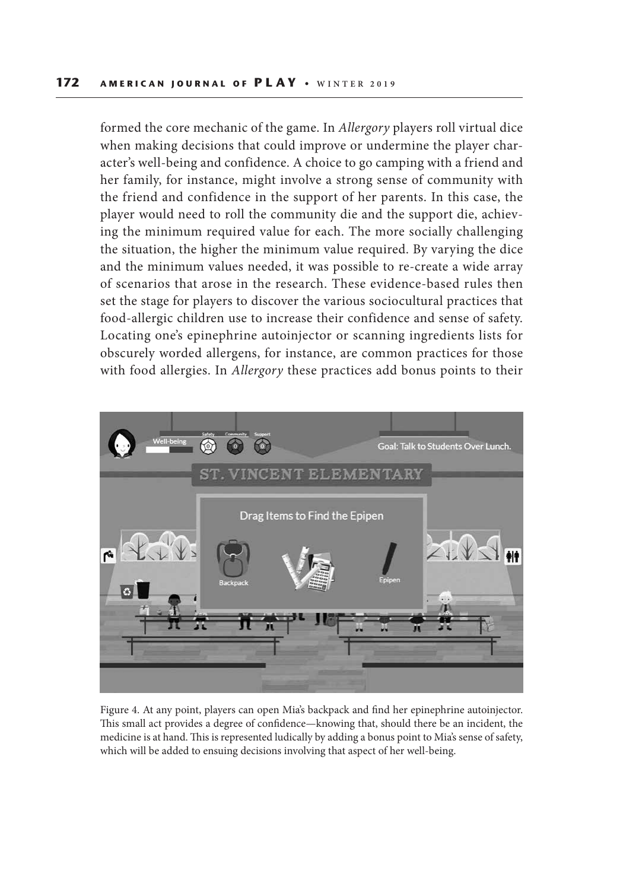formed the core mechanic of the game. In *Allergory* players roll virtual dice when making decisions that could improve or undermine the player character's well-being and confidence. A choice to go camping with a friend and her family, for instance, might involve a strong sense of community with the friend and confidence in the support of her parents. In this case, the player would need to roll the community die and the support die, achieving the minimum required value for each. The more socially challenging the situation, the higher the minimum value required. By varying the dice and the minimum values needed, it was possible to re-create a wide array of scenarios that arose in the research. These evidence-based rules then set the stage for players to discover the various sociocultural practices that food-allergic children use to increase their confidence and sense of safety. Locating one's epinephrine autoinjector or scanning ingredients lists for obscurely worded allergens, for instance, are common practices for those with food allergies. In *Allergory* these practices add bonus points to their

Figure 4. At any point, players can open Mia's backpack and find her epinephrine autoinjector. This small act provides a degree of confidence—knowing that, should there be an incident, the medicine is at hand. This is represented ludically by adding a bonus point to Mia's sense of safety, which will be added to ensuing decisions involving that aspect of her well-being.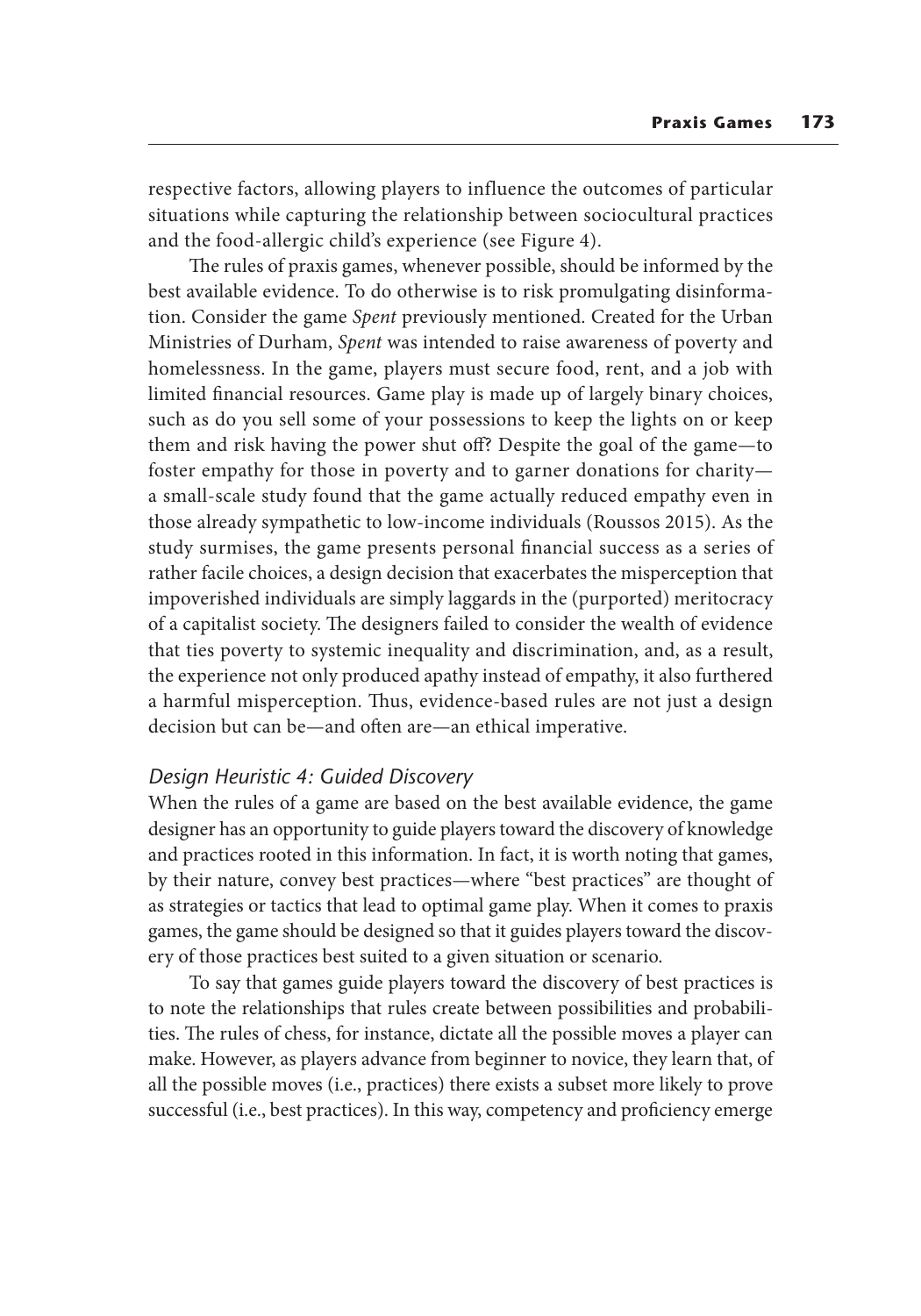respective factors, allowing players to influence the outcomes of particular situations while capturing the relationship between sociocultural practices and the food-allergic child's experience (see Figure 4).

The rules of praxis games, whenever possible, should be informed by the best available evidence. To do otherwise is to risk promulgating disinformation. Consider the game *Spent* previously mentioned. Created for the Urban Ministries of Durham, *Spent* was intended to raise awareness of poverty and homelessness. In the game, players must secure food, rent, and a job with limited financial resources. Game play is made up of largely binary choices, such as do you sell some of your possessions to keep the lights on or keep them and risk having the power shut off? Despite the goal of the game—to foster empathy for those in poverty and to garner donations for charity—a small-scale study found that the game actually reduced empathy even in those already sympathetic to low-income individuals (Roussos 2015). As the study surmises, the game presents personal financial success as a series of rather facile choices, a design decision that exacerbates the misperception that impoverished individuals are simply laggards in the (purported) meritocracy of a capitalist society. The designers failed to consider the wealth of evidence that ties poverty to systemic inequality and discrimination, and, as a result, the experience not only produced apathy instead of empathy, it also furthered a harmful misperception. Thus, evidence-based rules are not just a design decision but can be—and often are—an ethical imperative.

### *Design Heuristic 4: Guided Discovery*

When the rules of a game are based on the best available evidence, the game designer has an opportunity to guide players toward the discovery of knowledge and practices rooted in this information. In fact, it is worth noting that games, by their nature, convey best practices—where "best practices" are thought of as strategies or tactics that lead to optimal game play. When it comes to praxis games, the game should be designed so that it guides players toward the discovery of those practices best suited to a given situation or scenario.

To say that games guide players toward the discovery of best practices is to note the relationships that rules create between possibilities and probabilities. The rules of chess, for instance, dictate all the possible moves a player can make. However, as players advance from beginner to novice, they learn that, of all the possible moves (i.e., practices) there exists a subset more likely to prove successful (i.e., best practices). In this way, competency and proficiency emerge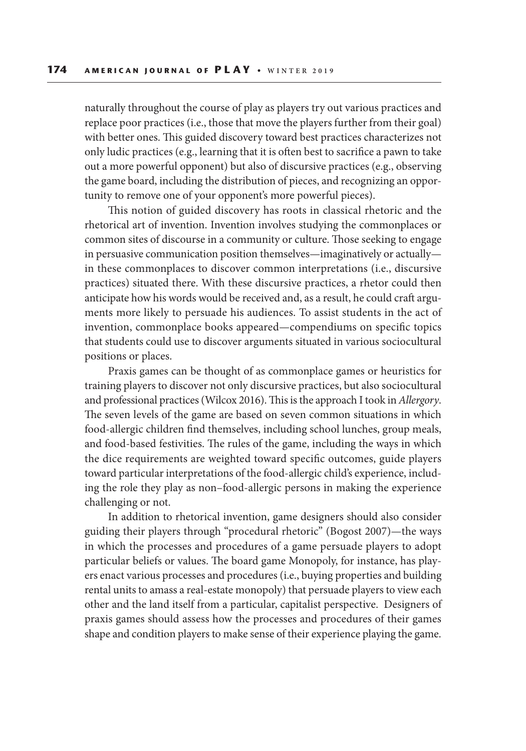naturally throughout the course of play as players try out various practices and replace poor practices (i.e., those that move the players further from their goal) with better ones. This guided discovery toward best practices characterizes not only ludic practices (e.g., learning that it is often best to sacrifice a pawn to take out a more powerful opponent) but also of discursive practices (e.g., observing the game board, including the distribution of pieces, and recognizing an opportunity to remove one of your opponent's more powerful pieces).

This notion of guided discovery has roots in classical rhetoric and the rhetorical art of invention. Invention involves studying the commonplaces or common sites of discourse in a community or culture. Those seeking to engage in persuasive communication position themselves—imaginatively or actually—in these commonplaces to discover common interpretations (i.e., discursive practices) situated there. With these discursive practices, a rhetor could then anticipate how his words would be received and, as a result, he could craft arguments more likely to persuade his audiences. To assist students in the act of invention, commonplace books appeared—compendiums on specific topics that students could use to discover arguments situated in various sociocultural positions or places.

Praxis games can be thought of as commonplace games or heuristics for training players to discover not only discursive practices, but also sociocultural and professional practices (Wilcox 2016). This is the approach I took in *Allergory*. The seven levels of the game are based on seven common situations in which food-allergic children find themselves, including school lunches, group meals, and food-based festivities. The rules of the game, including the ways in which the dice requirements are weighted toward specific outcomes, guide players toward particular interpretations of the food-allergic child's experience, including the role they play as non–food-allergic persons in making the experience challenging or not.

In addition to rhetorical invention, game designers should also consider guiding their players through "procedural rhetoric" (Bogost 2007)—the ways in which the processes and procedures of a game persuade players to adopt particular beliefs or values. The board game Monopoly, for instance, has players enact various processes and procedures (i.e., buying properties and building rental units to amass a real-estate monopoly) that persuade players to view each other and the land itself from a particular, capitalist perspective. Designers of praxis games should assess how the processes and procedures of their games shape and condition players to make sense of their experience playing the game.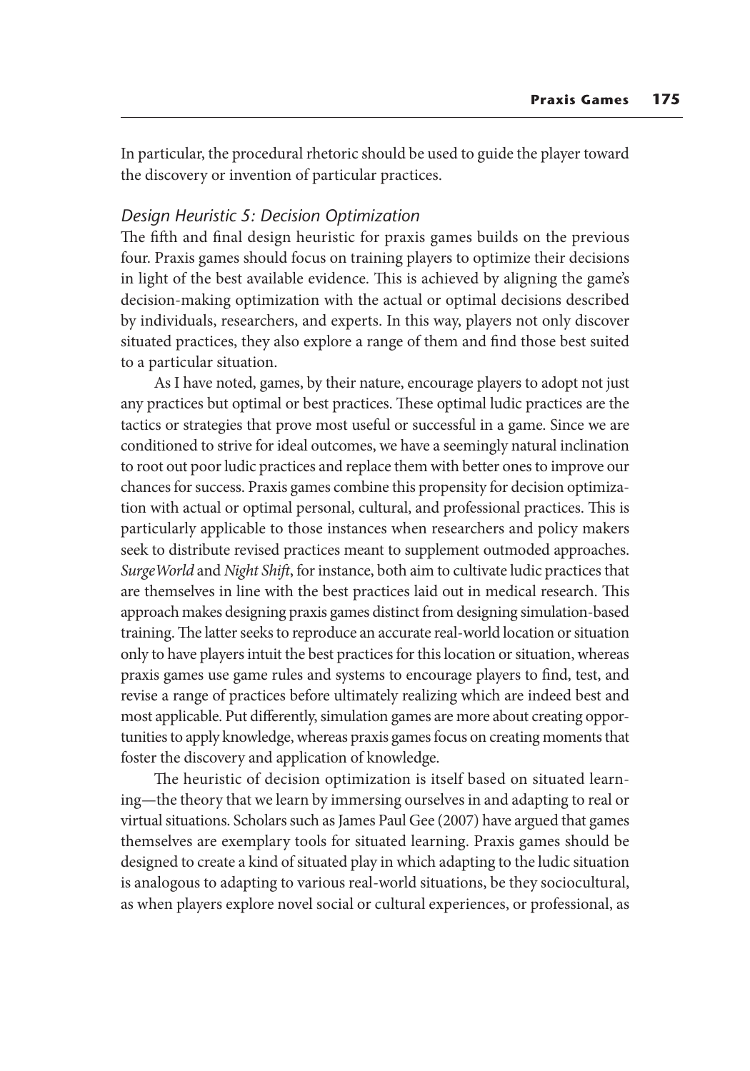In particular, the procedural rhetoric should be used to guide the player toward the discovery or invention of particular practices.

### *Design Heuristic 5: Decision Optimization*

The fifth and final design heuristic for praxis games builds on the previous four. Praxis games should focus on training players to optimize their decisions in light of the best available evidence. This is achieved by aligning the game's decision-making optimization with the actual or optimal decisions described by individuals, researchers, and experts. In this way, players not only discover situated practices, they also explore a range of them and find those best suited to a particular situation.

As I have noted, games, by their nature, encourage players to adopt not just any practices but optimal or best practices. These optimal ludic practices are the tactics or strategies that prove most useful or successful in a game. Since we are conditioned to strive for ideal outcomes, we have a seemingly natural inclination to root out poor ludic practices and replace them with better ones to improve our chances for success. Praxis games combine this propensity for decision optimization with actual or optimal personal, cultural, and professional practices. This is particularly applicable to those instances when researchers and policy makers seek to distribute revised practices meant to supplement outmoded approaches. *SurgeWorld* and *Night Shift*, for instance, both aim to cultivate ludic practices that are themselves in line with the best practices laid out in medical research. This approach makes designing praxis games distinct from designing simulation-based training. The latter seeks to reproduce an accurate real-world location or situation only to have players intuit the best practices for this location or situation, whereas praxis games use game rules and systems to encourage players to find, test, and revise a range of practices before ultimately realizing which are indeed best and most applicable. Put differently, simulation games are more about creating opportunities to apply knowledge, whereas praxis games focus on creating moments that foster the discovery and application of knowledge.

The heuristic of decision optimization is itself based on situated learning—the theory that we learn by immersing ourselves in and adapting to real or virtual situations. Scholars such as James Paul Gee (2007) have argued that games themselves are exemplary tools for situated learning. Praxis games should be designed to create a kind of situated play in which adapting to the ludic situation is analogous to adapting to various real-world situations, be they sociocultural, as when players explore novel social or cultural experiences, or professional, as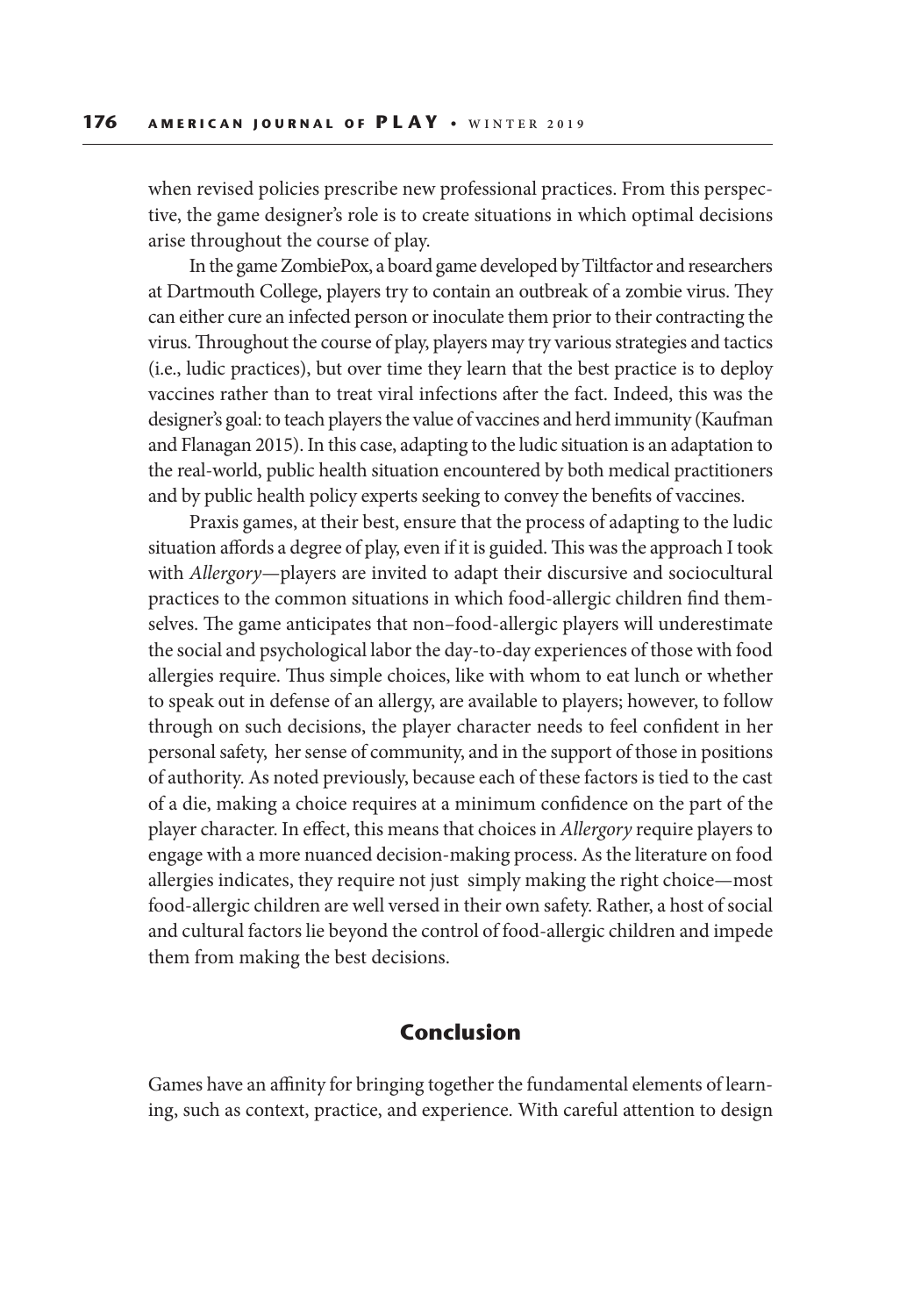when revised policies prescribe new professional practices. From this perspective, the game designer's role is to create situations in which optimal decisions arise throughout the course of play.

In the game ZombiePox, a board game developed by Tiltfactor and researchers at Dartmouth College, players try to contain an outbreak of a zombie virus. They can either cure an infected person or inoculate them prior to their contracting the virus. Throughout the course of play, players may try various strategies and tactics (i.e., ludic practices), but over time they learn that the best practice is to deploy vaccines rather than to treat viral infections after the fact. Indeed, this was the designer's goal: to teach players the value of vaccines and herd immunity (Kaufman and Flanagan 2015). In this case, adapting to the ludic situation is an adaptation to the real-world, public health situation encountered by both medical practitioners and by public health policy experts seeking to convey the benefits of vaccines.

Praxis games, at their best, ensure that the process of adapting to the ludic situation affords a degree of play, even if it is guided. This was the approach I took with *Allergory*—players are invited to adapt their discursive and sociocultural practices to the common situations in which food-allergic children find themselves. The game anticipates that non–food-allergic players will underestimate the social and psychological labor the day-to-day experiences of those with food allergies require. Thus simple choices, like with whom to eat lunch or whether to speak out in defense of an allergy, are available to players; however, to follow through on such decisions, the player character needs to feel confident in her personal safety, her sense of community, and in the support of those in positions of authority. As noted previously, because each of these factors is tied to the cast of a die, making a choice requires at a minimum confidence on the part of the player character. In effect, this means that choices in *Allergory* require players to engage with a more nuanced decision-making process. As the literature on food allergies indicates, they require not just simply making the right choice—most food-allergic children are well versed in their own safety. Rather, a host of social and cultural factors lie beyond the control of food-allergic children and impede them from making the best decisions.

## Conclusion

Games have an affinity for bringing together the fundamental elements of learning, such as context, practice, and experience. With careful attention to design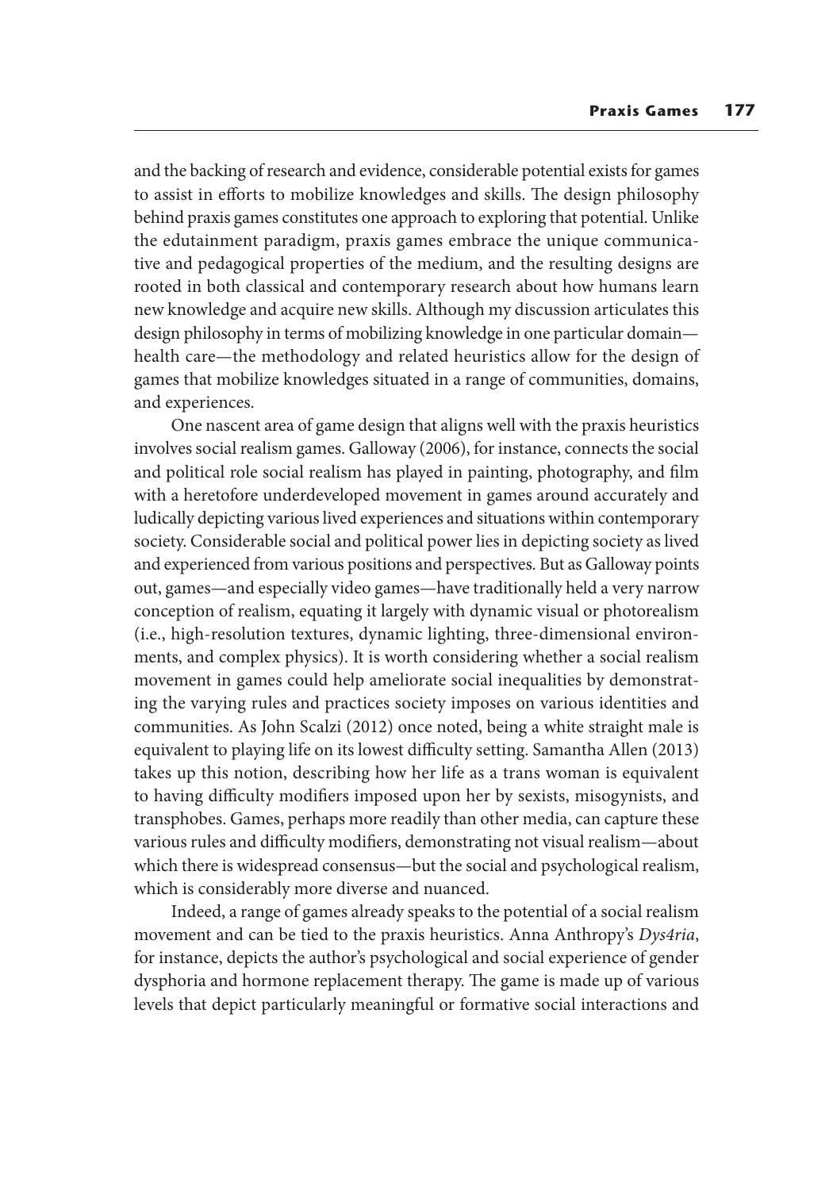and the backing of research and evidence, considerable potential exists for games to assist in efforts to mobilize knowledges and skills. The design philosophy behind praxis games constitutes one approach to exploring that potential. Unlike the edutainment paradigm, praxis games embrace the unique communicative and pedagogical properties of the medium, and the resulting designs are rooted in both classical and contemporary research about how humans learn new knowledge and acquire new skills. Although my discussion articulates this design philosophy in terms of mobilizing knowledge in one particular domain—health care—the methodology and related heuristics allow for the design of games that mobilize knowledges situated in a range of communities, domains, and experiences.

One nascent area of game design that aligns well with the praxis heuristics involves social realism games. Galloway (2006), for instance, connects the social and political role social realism has played in painting, photography, and film with a heretofore underdeveloped movement in games around accurately and ludically depicting various lived experiences and situations within contemporary society. Considerable social and political power lies in depicting society as lived and experienced from various positions and perspectives. But as Galloway points out, games—and especially video games—have traditionally held a very narrow conception of realism, equating it largely with dynamic visual or photorealism (i.e., high-resolution textures, dynamic lighting, three-dimensional environments, and complex physics). It is worth considering whether a social realism movement in games could help ameliorate social inequalities by demonstrating the varying rules and practices society imposes on various identities and communities. As John Scalzi (2012) once noted, being a white straight male is equivalent to playing life on its lowest difficulty setting. Samantha Allen (2013) takes up this notion, describing how her life as a trans woman is equivalent to having difficulty modifiers imposed upon her by sexists, misogynists, and transphobes. Games, perhaps more readily than other media, can capture these various rules and difficulty modifiers, demonstrating not visual realism—about which there is widespread consensus—but the social and psychological realism, which is considerably more diverse and nuanced.

Indeed, a range of games already speaks to the potential of a social realism movement and can be tied to the praxis heuristics. Anna Anthropy's *Dys4ria*, for instance, depicts the author's psychological and social experience of gender dysphoria and hormone replacement therapy. The game is made up of various levels that depict particularly meaningful or formative social interactions and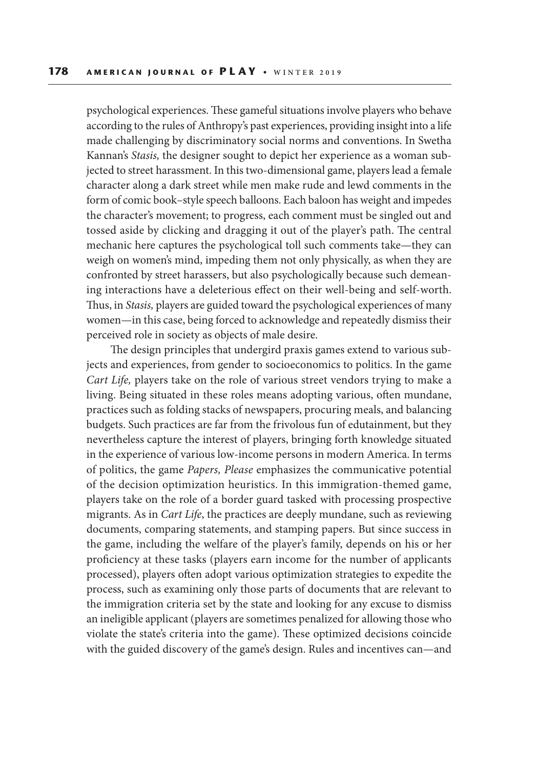psychological experiences. These gameful situations involve players who behave according to the rules of Anthropy's past experiences, providing insight into a life made challenging by discriminatory social norms and conventions. In Swetha Kannan's *Stasis,* the designer sought to depict her experience as a woman subjected to street harassment. In this two-dimensional game, players lead a female character along a dark street while men make rude and lewd comments in the form of comic book–style speech balloons. Each baloon has weight and impedes the character's movement; to progress, each comment must be singled out and tossed aside by clicking and dragging it out of the player's path. The central mechanic here captures the psychological toll such comments take—they can weigh on women's mind, impeding them not only physically, as when they are confronted by street harassers, but also psychologically because such demeaning interactions have a deleterious effect on their well-being and self-worth. Thus, in *Stasis,* players are guided toward the psychological experiences of many women—in this case, being forced to acknowledge and repeatedly dismiss their perceived role in society as objects of male desire.

The design principles that undergird praxis games extend to various subjects and experiences, from gender to socioeconomics to politics. In the game *Cart Life,* players take on the role of various street vendors trying to make a living. Being situated in these roles means adopting various, often mundane, practices such as folding stacks of newspapers, procuring meals, and balancing budgets. Such practices are far from the frivolous fun of edutainment, but they nevertheless capture the interest of players, bringing forth knowledge situated in the experience of various low-income persons in modern America. In terms of politics, the game *Papers, Please* emphasizes the communicative potential of the decision optimization heuristics. In this immigration-themed game, players take on the role of a border guard tasked with processing prospective migrants. As in *Cart Life*, the practices are deeply mundane, such as reviewing documents, comparing statements, and stamping papers. But since success in the game, including the welfare of the player's family, depends on his or her proficiency at these tasks (players earn income for the number of applicants processed), players often adopt various optimization strategies to expedite the process, such as examining only those parts of documents that are relevant to the immigration criteria set by the state and looking for any excuse to dismiss an ineligible applicant (players are sometimes penalized for allowing those who violate the state's criteria into the game). These optimized decisions coincide with the guided discovery of the game's design. Rules and incentives can—and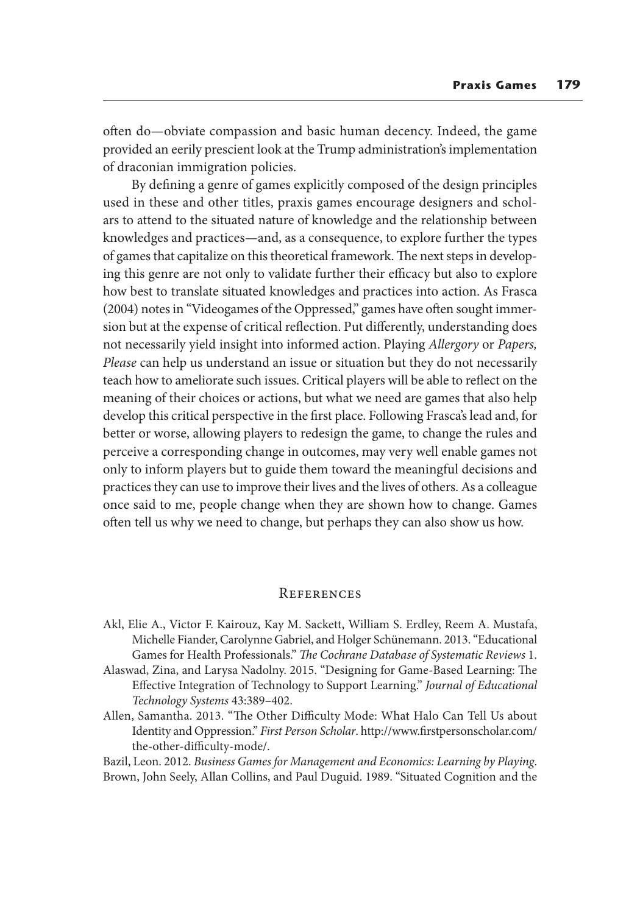often do—obviate compassion and basic human decency. Indeed, the game provided an eerily prescient look at the Trump administration's implementation of draconian immigration policies.

By defining a genre of games explicitly composed of the design principles used in these and other titles, praxis games encourage designers and scholars to attend to the situated nature of knowledge and the relationship between knowledges and practices—and, as a consequence, to explore further the types of games that capitalize on this theoretical framework. The next steps in developing this genre are not only to validate further their efficacy but also to explore how best to translate situated knowledges and practices into action. As Frasca (2004) notes in "Videogames of the Oppressed," games have often sought immersion but at the expense of critical reflection. Put differently, understanding does not necessarily yield insight into informed action. Playing *Allergory* or *Papers, Please* can help us understand an issue or situation but they do not necessarily teach how to ameliorate such issues. Critical players will be able to reflect on the meaning of their choices or actions, but what we need are games that also help develop this critical perspective in the first place. Following Frasca's lead and, for better or worse, allowing players to redesign the game, to change the rules and perceive a corresponding change in outcomes, may very well enable games not only to inform players but to guide them toward the meaningful decisions and practices they can use to improve their lives and the lives of others. As a colleague once said to me, people change when they are shown how to change. Games often tell us why we need to change, but perhaps they can also show us how.

## References

Akl, Elie A., Victor F. Kairouz, Kay M. Sackett, William S. Erdley, Reem A. Mustafa, Michelle Fiander, Carolynne Gabriel, and Holger Schünemann. 2013. "Educational Games for Health Professionals." *The Cochrane Database of Systematic Reviews* 1.

Alaswad, Zina, and Larysa Nadolny. 2015. "Designing for Game-Based Learning: The Effective Integration of Technology to Support Learning." *Journal of Educational Technology Systems* 43:389–402.

Allen, Samantha. 2013. "The Other Difficulty Mode: What Halo Can Tell Us about Identity and Oppression." *First Person Scholar*. http://www.firstpersonscholar.com/the-other-difficulty-mode/.

Bazil, Leon. 2012. *Business Games for Management and Economics: Learning by Playing*.

Brown, John Seely, Allan Collins, and Paul Duguid. 1989. "Situated Cognition and the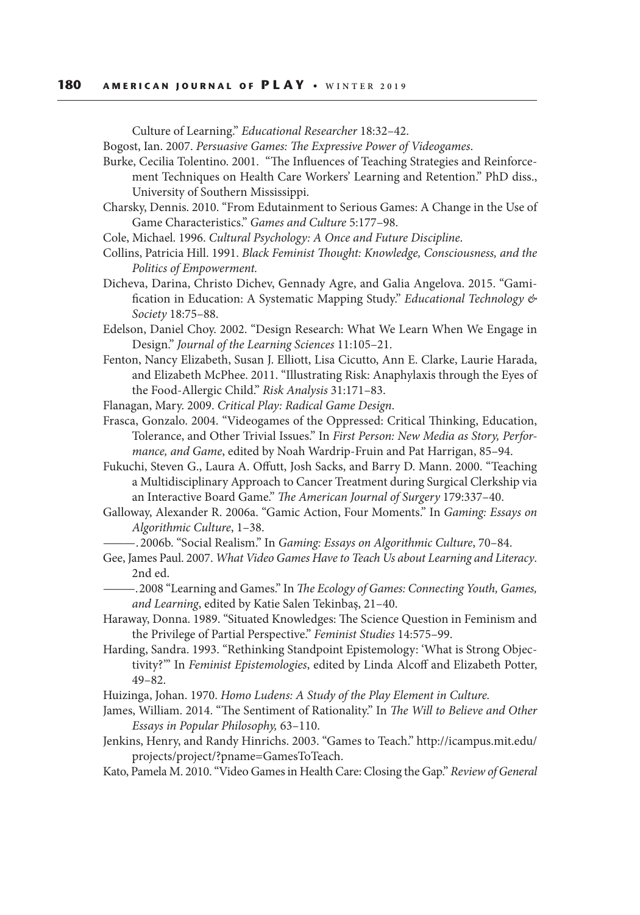Culture of Learning." *Educational Researcher* 18:32–42.

Bogost, Ian. 2007. *Persuasive Games: The Expressive Power of Videogames*.

Burke, Cecilia Tolentino. 2001. "The Influences of Teaching Strategies and Reinforcement Techniques on Health Care Workers' Learning and Retention." PhD diss., University of Southern Mississippi.

Charsky, Dennis. 2010. "From Edutainment to Serious Games: A Change in the Use of Game Characteristics." *Games and Culture* 5:177–98.

Cole, Michael. 1996. *Cultural Psychology: A Once and Future Discipline*.

Collins, Patricia Hill. 1991. *Black Feminist Thought: Knowledge, Consciousness, and the Politics of Empowerment.*

Dicheva, Darina, Christo Dichev, Gennady Agre, and Galia Angelova. 2015. "Gamification in Education: A Systematic Mapping Study." *Educational Technology & Society* 18:75–88.

Edelson, Daniel Choy. 2002. "Design Research: What We Learn When We Engage in Design." *Journal of the Learning Sciences* 11:105–21.

Fenton, Nancy Elizabeth, Susan J. Elliott, Lisa Cicutto, Ann E. Clarke, Laurie Harada, and Elizabeth McPhee. 2011. "Illustrating Risk: Anaphylaxis through the Eyes of the Food-Allergic Child." *Risk Analysis* 31:171–83.

Flanagan, Mary. 2009. *Critical Play: Radical Game Design*.

Frasca, Gonzalo. 2004. "Videogames of the Oppressed: Critical Thinking, Education, Tolerance, and Other Trivial Issues." In *First Person: New Media as Story, Performance, and Game*, edited by Noah Wardrip-Fruin and Pat Harrigan, 85–94.

Fukuchi, Steven G., Laura A. Offutt, Josh Sacks, and Barry D. Mann. 2000. "Teaching a Multidisciplinary Approach to Cancer Treatment during Surgical Clerkship via an Interactive Board Game." *The American Journal of Surgery* 179:337–40.

Galloway, Alexander R. 2006a. "Gamic Action, Four Moments." In *Gaming: Essays on Algorithmic Culture*, 1–38.

———. 2006b. "Social Realism." In *Gaming: Essays on Algorithmic Culture*, 70–84.

Gee, James Paul. 2007. *What Video Games Have to Teach Us about Learning and Literacy*. 2nd ed.

———. 2008 "Learning and Games." In *The Ecology of Games: Connecting Youth, Games, and Learning*, edited by Katie Salen Tekinbaş, 21–40.

Haraway, Donna. 1989. "Situated Knowledges: The Science Question in Feminism and the Privilege of Partial Perspective." *Feminist Studies* 14:575–99.

Harding, Sandra. 1993. "Rethinking Standpoint Epistemology: 'What is Strong Objectivity?'" In *Feminist Epistemologies*, edited by Linda Alcoff and Elizabeth Potter, 49–82.

Huizinga, Johan. 1970. *Homo Ludens: A Study of the Play Element in Culture.*

James, William. 2014. "The Sentiment of Rationality." In *The Will to Believe and Other Essays in Popular Philosophy,* 63–110.

Jenkins, Henry, and Randy Hinrichs. 2003. "Games to Teach." http://icampus.mit.edu/projects/project/?pname=GamesToTeach.

Kato, Pamela M. 2010. "Video Games in Health Care: Closing the Gap." *Review of General*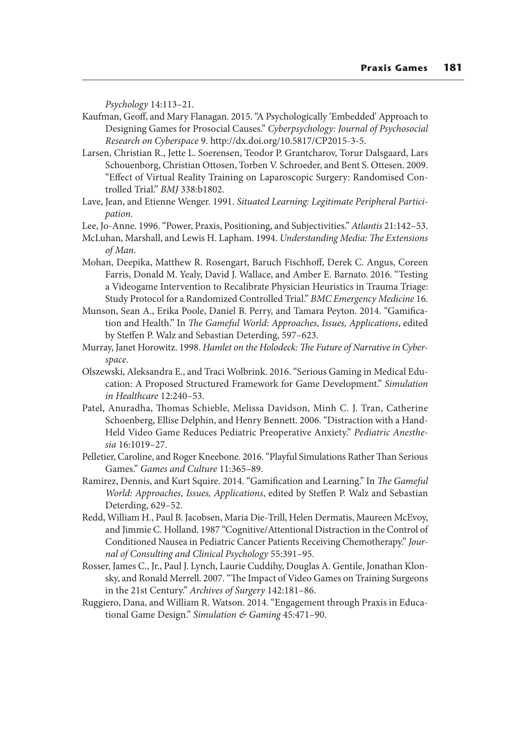*Psychology* 14:113–21.

Kaufman, Geoff, and Mary Flanagan. 2015. "A Psychologically 'Embedded' Approach to Designing Games for Prosocial Causes." *Cyberpsychology: Journal of Psychosocial Research on Cyberspace* 9. http://dx.doi.org/10.5817/CP2015-3-5.

Larsen, Christian R., Jette L. Soerensen, Teodor P. Grantcharov, Torur Dalsgaard, Lars Schouenborg, Christian Ottosen, Torben V. Schroeder, and Bent S. Ottesen. 2009. "Effect of Virtual Reality Training on Laparoscopic Surgery: Randomised Controlled Trial." *BMJ* 338:b1802.

Lave, Jean, and Etienne Wenger. 1991. *Situated Learning: Legitimate Peripheral Participation*.

Lee, Jo-Anne. 1996. "Power, Praxis, Positioning, and Subjectivities." *Atlantis* 21:142–53.

McLuhan, Marshall, and Lewis H. Lapham. 1994. *Understanding Media: The Extensions of Man*.

Mohan, Deepika, Matthew R. Rosengart, Baruch Fischhoff, Derek C. Angus, Coreen Farris, Donald M. Yealy, David J. Wallace, and Amber E. Barnato. 2016. "Testing a Videogame Intervention to Recalibrate Physician Heuristics in Trauma Triage: Study Protocol for a Randomized Controlled Trial." *BMC Emergency Medicine* 16.

Munson, Sean A., Erika Poole, Daniel B. Perry, and Tamara Peyton. 2014. "Gamification and Health." In *The Gameful World: Approaches, Issues, Applications*, edited by Steffen P. Walz and Sebastian Deterding, 597–623.

Murray, Janet Horowitz. 1998. *Hamlet on the Holodeck: The Future of Narrative in Cyberspace*.

Olszewski, Aleksandra E., and Traci Wolbrink. 2016. "Serious Gaming in Medical Education: A Proposed Structured Framework for Game Development." *Simulation in Healthcare* 12:240–53.

Patel, Anuradha, Thomas Schieble, Melissa Davidson, Minh C. J. Tran, Catherine Schoenberg, Ellise Delphin, and Henry Bennett. 2006. "Distraction with a Hand-Held Video Game Reduces Pediatric Preoperative Anxiety." *Pediatric Anesthesia* 16:1019–27.

Pelletier, Caroline, and Roger Kneebone. 2016. "Playful Simulations Rather Than Serious Games." *Games and Culture* 11:365–89.

Ramirez, Dennis, and Kurt Squire. 2014. "Gamification and Learning." In *The Gameful World: Approaches, Issues, Applications*, edited by Steffen P. Walz and Sebastian Deterding, 629–52.

Redd, William H., Paul B. Jacobsen, Maria Die-Trill, Helen Dermatis, Maureen McEvoy, and Jimmie C. Holland. 1987 "Cognitive/Attentional Distraction in the Control of Conditioned Nausea in Pediatric Cancer Patients Receiving Chemotherapy." *Journal of Consulting and Clinical Psychology* 55:391–95.

Rosser, James C., Jr., Paul J. Lynch, Laurie Cuddihy, Douglas A. Gentile, Jonathan Klonsky, and Ronald Merrell. 2007. "The Impact of Video Games on Training Surgeons in the 21st Century." *Archives of Surgery* 142:181–86.

Ruggiero, Dana, and William R. Watson. 2014. "Engagement through Praxis in Educational Game Design." *Simulation & Gaming* 45:471–90.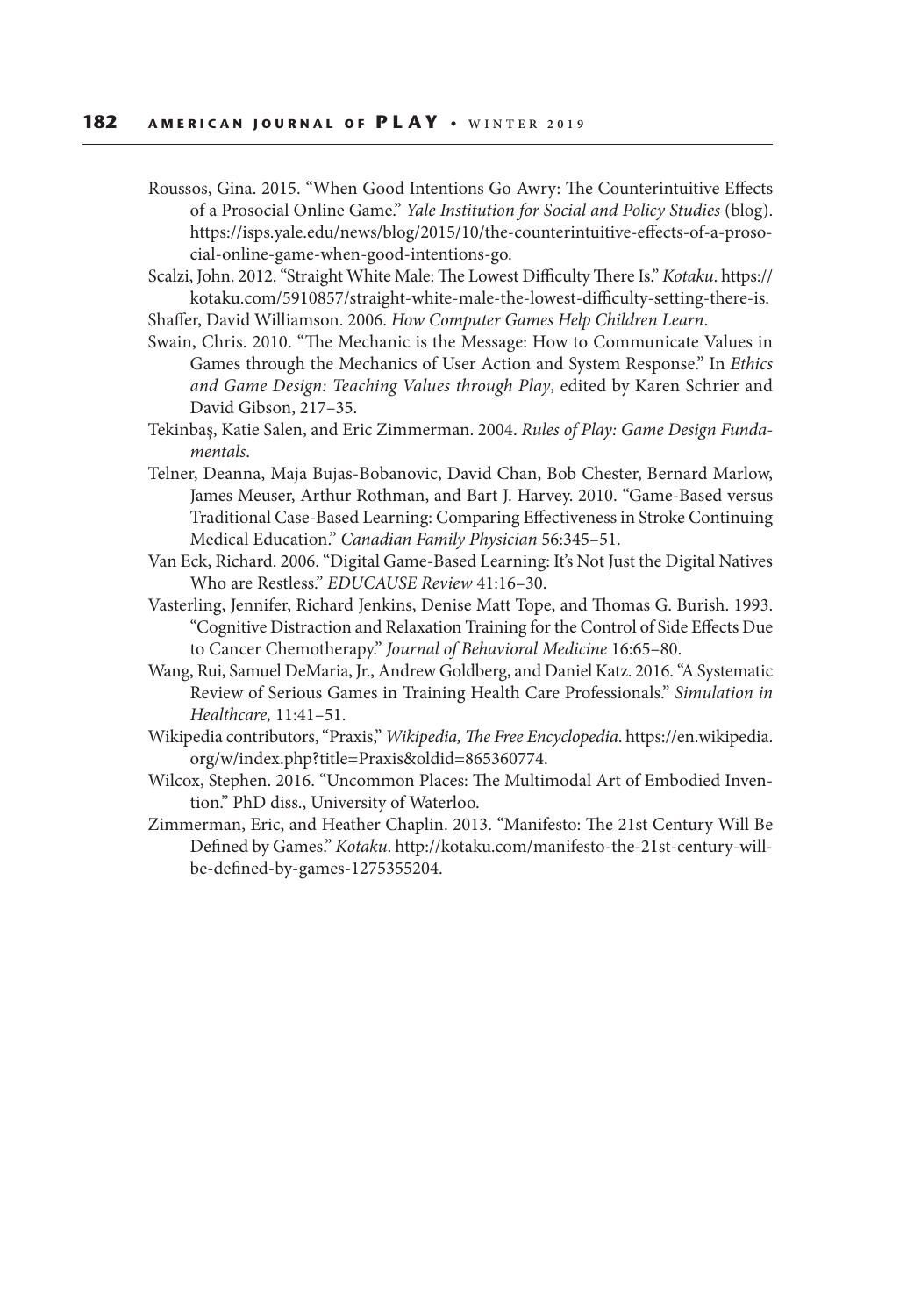Roussos, Gina. 2015. "When Good Intentions Go Awry: The Counterintuitive Effects of a Prosocial Online Game." *Yale Institution for Social and Policy Studies* (blog). https://isps.yale.edu/news/blog/2015/10/the-counterintuitive-effects-of-a-prosocial-online-game-when-good-intentions-go.

Scalzi, John. 2012. "Straight White Male: The Lowest Difficulty There Is." *Kotaku*. https://kotaku.com/5910857/straight-white-male-the-lowest-difficulty-setting-there-is.

Shaffer, David Williamson. 2006. *How Computer Games Help Children Learn*.

Swain, Chris. 2010. "The Mechanic is the Message: How to Communicate Values in Games through the Mechanics of User Action and System Response." In *Ethics and Game Design: Teaching Values through Play*, edited by Karen Schrier and David Gibson, 217–35.

Tekinbaş, Katie Salen, and Eric Zimmerman. 2004. *Rules of Play: Game Design Fundamentals*.

Telner, Deanna, Maja Bujas-Bobanovic, David Chan, Bob Chester, Bernard Marlow, James Meuser, Arthur Rothman, and Bart J. Harvey. 2010. "Game-Based versus Traditional Case-Based Learning: Comparing Effectiveness in Stroke Continuing Medical Education." *Canadian Family Physician* 56:345–51.

Van Eck, Richard. 2006. "Digital Game-Based Learning: It's Not Just the Digital Natives Who are Restless." *EDUCAUSE Review* 41:16–30.

Vasterling, Jennifer, Richard Jenkins, Denise Matt Tope, and Thomas G. Burish. 1993. "Cognitive Distraction and Relaxation Training for the Control of Side Effects Due to Cancer Chemotherapy." *Journal of Behavioral Medicine* 16:65–80.

Wang, Rui, Samuel DeMaria, Jr., Andrew Goldberg, and Daniel Katz. 2016. "A Systematic Review of Serious Games in Training Health Care Professionals." *Simulation in Healthcare,* 11:41–51.

Wikipedia contributors, "Praxis," *Wikipedia, The Free Encyclopedia*. https://en.wikipedia.org/w/index.php?title=Praxis&oldid=865360774.

Wilcox, Stephen. 2016. "Uncommon Places: The Multimodal Art of Embodied Invention." PhD diss., University of Waterloo.

Zimmerman, Eric, and Heather Chaplin. 2013. "Manifesto: The 21st Century Will Be Defined by Games." *Kotaku*. http://kotaku.com/manifesto-the-21st-century-will-be-defined-by-games-1275355204.